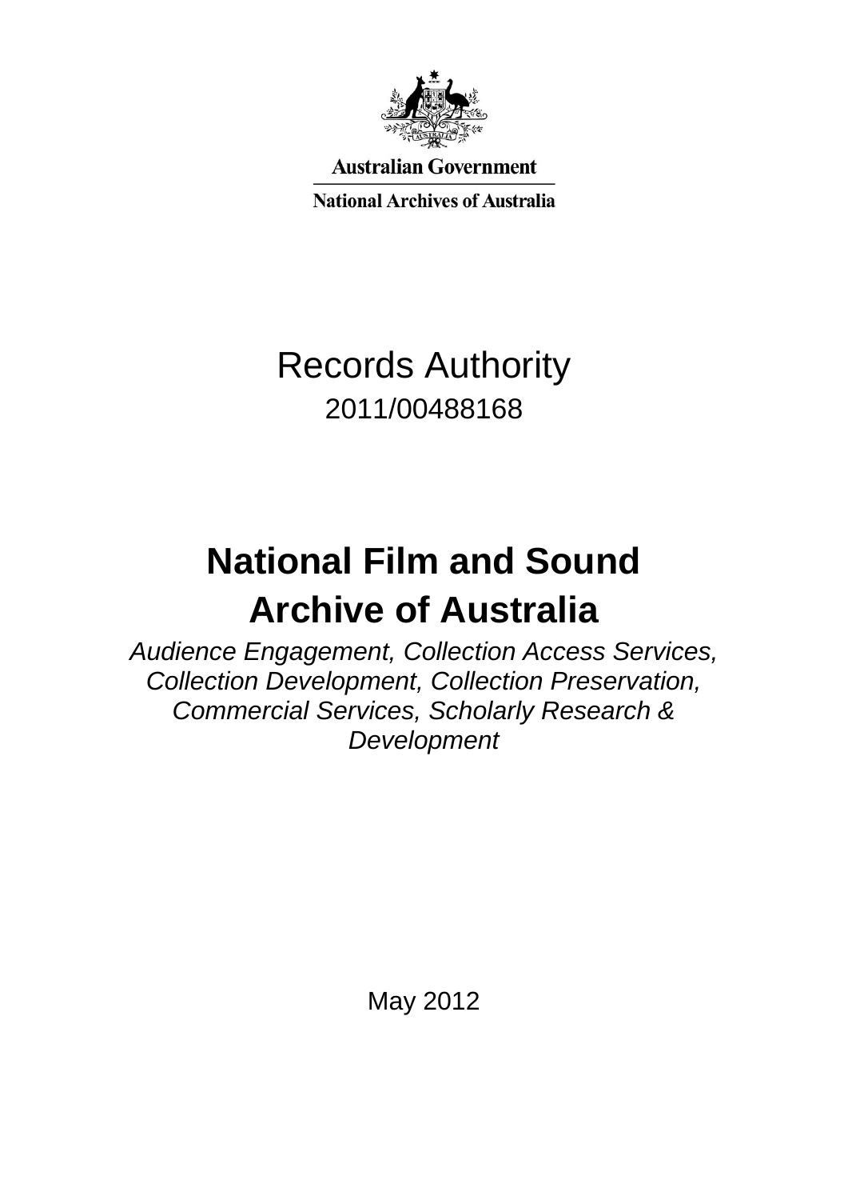Australian Government

National Archives of Australia

# Records Authority

2011/00488168

# National Film and Sound Archive of Australia

*Audience Engagement, Collection Access Services, Collection Development, Collection Preservation, Commercial Services, Scholarly Research & Development*

May 2012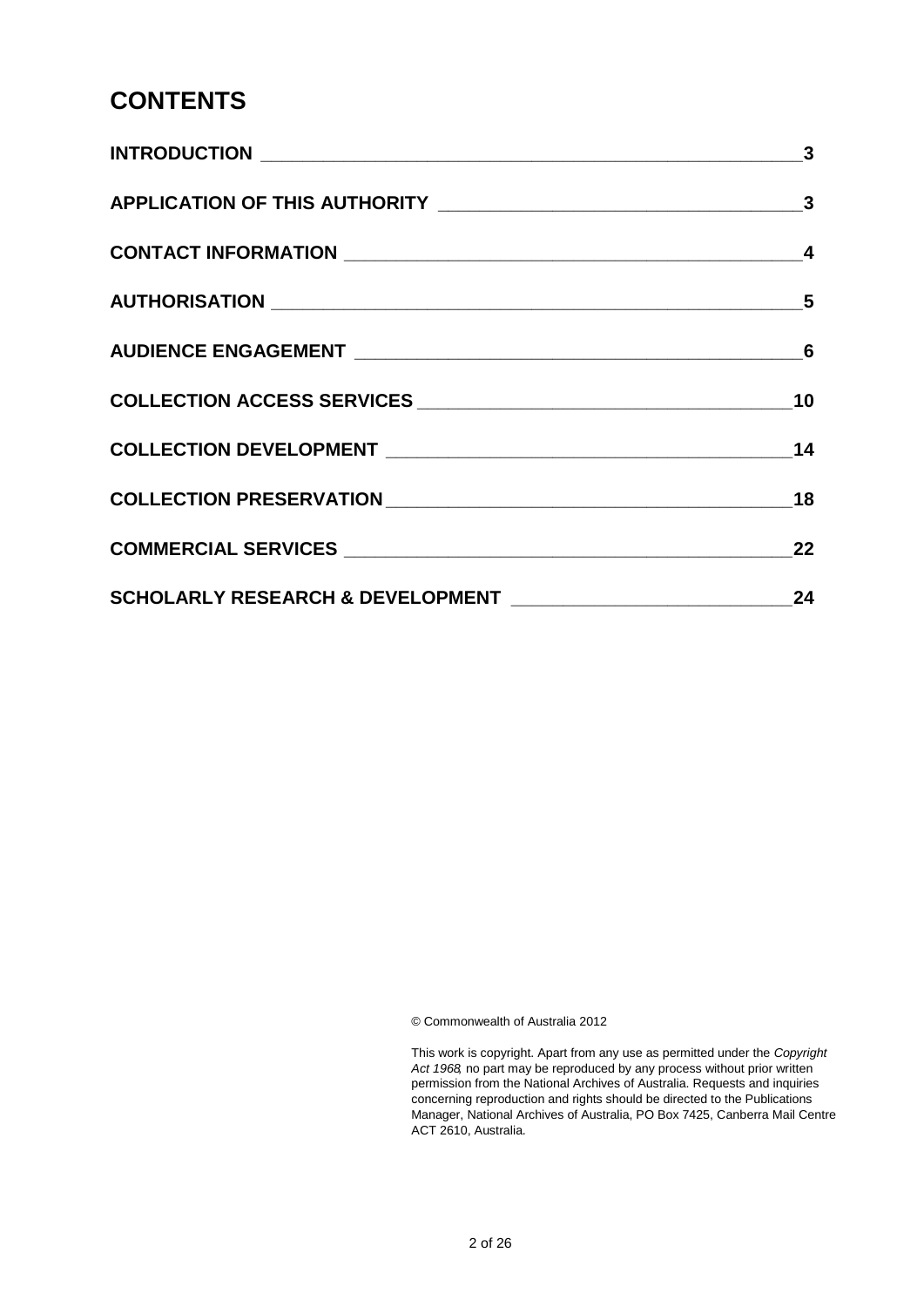# CONTENTS

| | |
|---|---|
| **INTRODUCTION** | **3** |
| **APPLICATION OF THIS AUTHORITY** | **3** |
| **CONTACT INFORMATION** | **4** |
| **AUTHORISATION** | **5** |
| **AUDIENCE ENGAGEMENT** | **6** |
| **COLLECTION ACCESS SERVICES** | **10** |
| **COLLECTION DEVELOPMENT** | **14** |
| **COLLECTION PRESERVATION** | **18** |
| **COMMERCIAL SERVICES** | **22** |
| **SCHOLARLY RESEARCH & DEVELOPMENT** | **24** |

© Commonwealth of Australia 2012

This work is copyright. Apart from any use as permitted under the *Copyright Act 1968*, no part may be reproduced by any process without prior written permission from the National Archives of Australia. Requests and inquiries concerning reproduction and rights should be directed to the Publications Manager, National Archives of Australia, PO Box 7425, Canberra Mail Centre ACT 2610, Australia.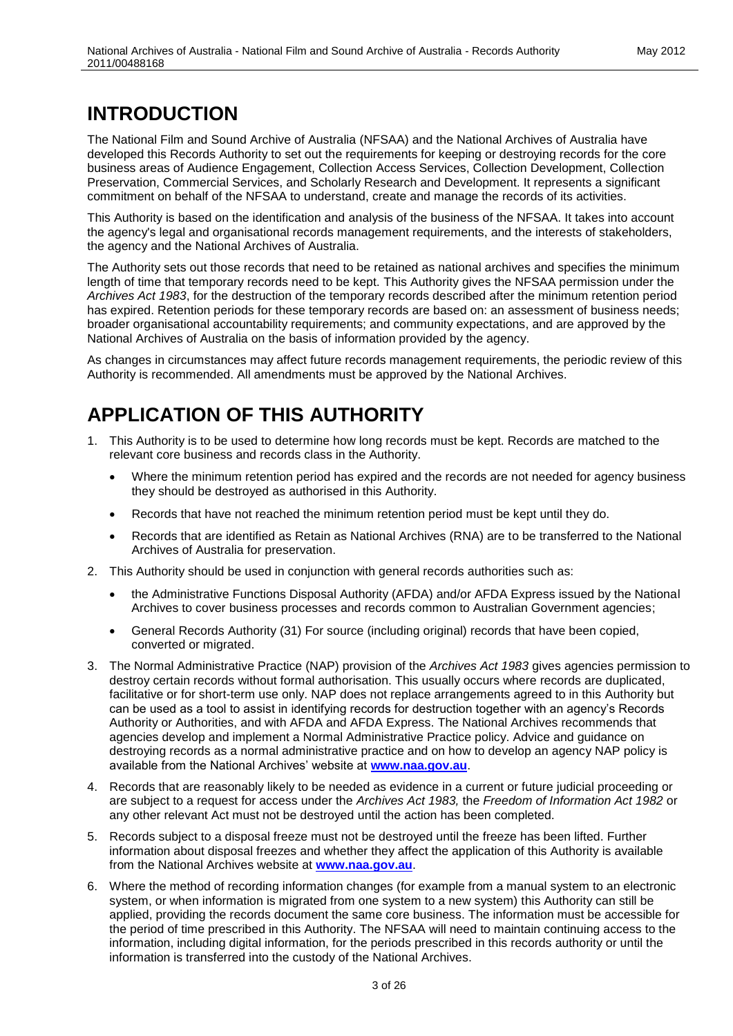# INTRODUCTION

The National Film and Sound Archive of Australia (NFSAA) and the National Archives of Australia have developed this Records Authority to set out the requirements for keeping or destroying records for the core business areas of Audience Engagement, Collection Access Services, Collection Development, Collection Preservation, Commercial Services, and Scholarly Research and Development. It represents a significant commitment on behalf of the NFSAA to understand, create and manage the records of its activities.

This Authority is based on the identification and analysis of the business of the NFSAA. It takes into account the agency's legal and organisational records management requirements, and the interests of stakeholders, the agency and the National Archives of Australia.

The Authority sets out those records that need to be retained as national archives and specifies the minimum length of time that temporary records need to be kept. This Authority gives the NFSAA permission under the *Archives Act 1983*, for the destruction of the temporary records described after the minimum retention period has expired. Retention periods for these temporary records are based on: an assessment of business needs; broader organisational accountability requirements; and community expectations, and are approved by the National Archives of Australia on the basis of information provided by the agency.

As changes in circumstances may affect future records management requirements, the periodic review of this Authority is recommended. All amendments must be approved by the National Archives.

# APPLICATION OF THIS AUTHORITY

1. This Authority is to be used to determine how long records must be kept. Records are matched to the relevant core business and records class in the Authority.
   - Where the minimum retention period has expired and the records are not needed for agency business they should be destroyed as authorised in this Authority.
   - Records that have not reached the minimum retention period must be kept until they do.
   - Records that are identified as Retain as National Archives (RNA) are to be transferred to the National Archives of Australia for preservation.
2. This Authority should be used in conjunction with general records authorities such as:
   - the Administrative Functions Disposal Authority (AFDA) and/or AFDA Express issued by the National Archives to cover business processes and records common to Australian Government agencies;
   - General Records Authority (31) For source (including original) records that have been copied, converted or migrated.
3. The Normal Administrative Practice (NAP) provision of the *Archives Act 1983* gives agencies permission to destroy certain records without formal authorisation. This usually occurs where records are duplicated, facilitative or for short-term use only. NAP does not replace arrangements agreed to in this Authority but can be used as a tool to assist in identifying records for destruction together with an agency's Records Authority or Authorities, and with AFDA and AFDA Express. The National Archives recommends that agencies develop and implement a Normal Administrative Practice policy. Advice and guidance on destroying records as a normal administrative practice and on how to develop an agency NAP policy is available from the National Archives' website at **www.naa.gov.au**.
4. Records that are reasonably likely to be needed as evidence in a current or future judicial proceeding or are subject to a request for access under the *Archives Act 1983,* the *Freedom of Information Act 1982* or any other relevant Act must not be destroyed until the action has been completed.
5. Records subject to a disposal freeze must not be destroyed until the freeze has been lifted. Further information about disposal freezes and whether they affect the application of this Authority is available from the National Archives website at **www.naa.gov.au**.
6. Where the method of recording information changes (for example from a manual system to an electronic system, or when information is migrated from one system to a new system) this Authority can still be applied, providing the records document the same core business. The information must be accessible for the period of time prescribed in this Authority. The NFSAA will need to maintain continuing access to the information, including digital information, for the periods prescribed in this records authority or until the information is transferred into the custody of the National Archives.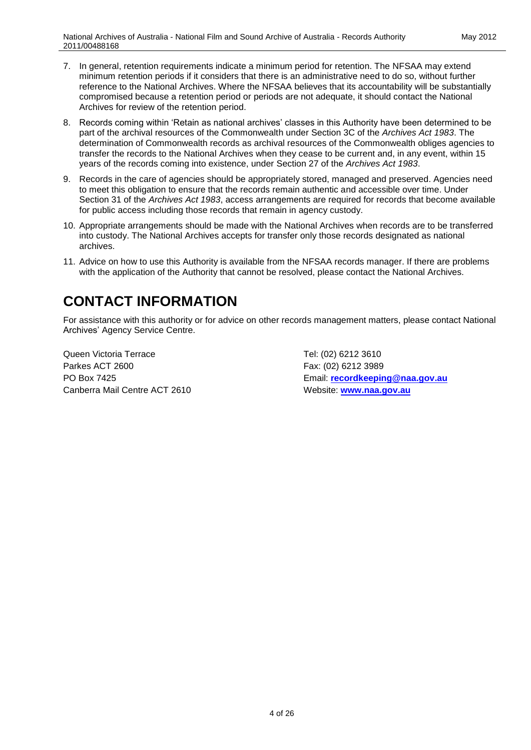7. In general, retention requirements indicate a minimum period for retention. The NFSAA may extend minimum retention periods if it considers that there is an administrative need to do so, without further reference to the National Archives. Where the NFSAA believes that its accountability will be substantially compromised because a retention period or periods are not adequate, it should contact the National Archives for review of the retention period.
8. Records coming within 'Retain as national archives' classes in this Authority have been determined to be part of the archival resources of the Commonwealth under Section 3C of the *Archives Act 1983*. The determination of Commonwealth records as archival resources of the Commonwealth obliges agencies to transfer the records to the National Archives when they cease to be current and, in any event, within 15 years of the records coming into existence, under Section 27 of the *Archives Act 1983*.
9. Records in the care of agencies should be appropriately stored, managed and preserved. Agencies need to meet this obligation to ensure that the records remain authentic and accessible over time. Under Section 31 of the *Archives Act 1983*, access arrangements are required for records that become available for public access including those records that remain in agency custody.
10. Appropriate arrangements should be made with the National Archives when records are to be transferred into custody. The National Archives accepts for transfer only those records designated as national archives.
11. Advice on how to use this Authority is available from the NFSAA records manager. If there are problems with the application of the Authority that cannot be resolved, please contact the National Archives.

# CONTACT INFORMATION

For assistance with this authority or for advice on other records management matters, please contact National Archives' Agency Service Centre.

Queen Victoria Terrace
Parkes ACT 2600
PO Box 7425
Canberra Mail Centre ACT 2610

Tel: (02) 6212 3610
Fax: (02) 6212 3989
Email: **recordkeeping@naa.gov.au**
Website: **www.naa.gov.au**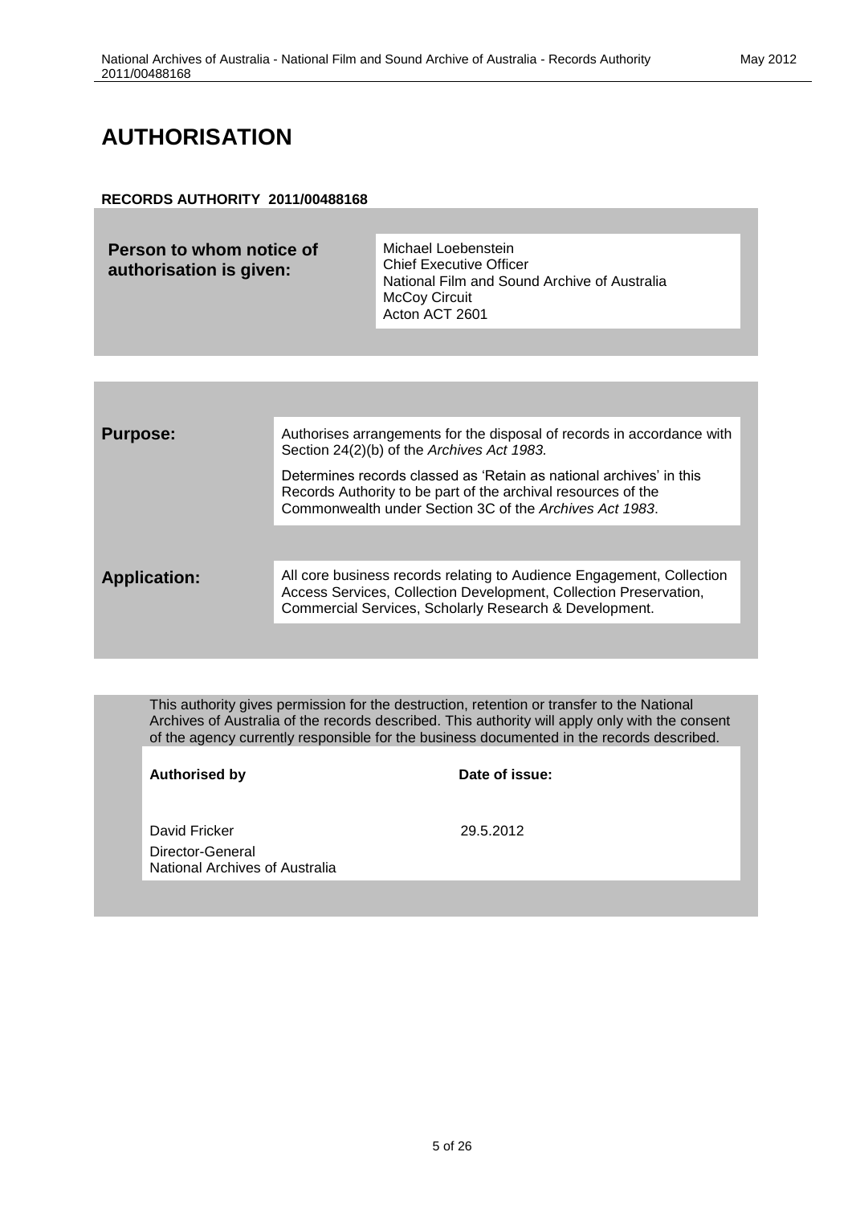# AUTHORISATION

**RECORDS AUTHORITY 2011/00488168**

| **Person to whom notice of authorisation is given:** | Michael Loebenstein<br>Chief Executive Officer<br>National Film and Sound Archive of Australia<br>McCoy Circuit<br>Acton ACT 2601 |
|---|---|

| | |
|---|---|
| **Purpose:** | Authorises arrangements for the disposal of records in accordance with Section 24(2)(b) of the *Archives Act 1983.*<br><br>Determines records classed as 'Retain as national archives' in this Records Authority to be part of the archival resources of the Commonwealth under Section 3C of the *Archives Act 1983*. |
| **Application:** | All core business records relating to Audience Engagement, Collection Access Services, Collection Development, Collection Preservation, Commercial Services, Scholarly Research & Development. |

This authority gives permission for the destruction, retention or transfer to the National Archives of Australia of the records described. This authority will apply only with the consent of the agency currently responsible for the business documented in the records described.

| **Authorised by** | **Date of issue:** |
|---|---|
| David Fricker<br>Director-General<br>National Archives of Australia | 29.5.2012 |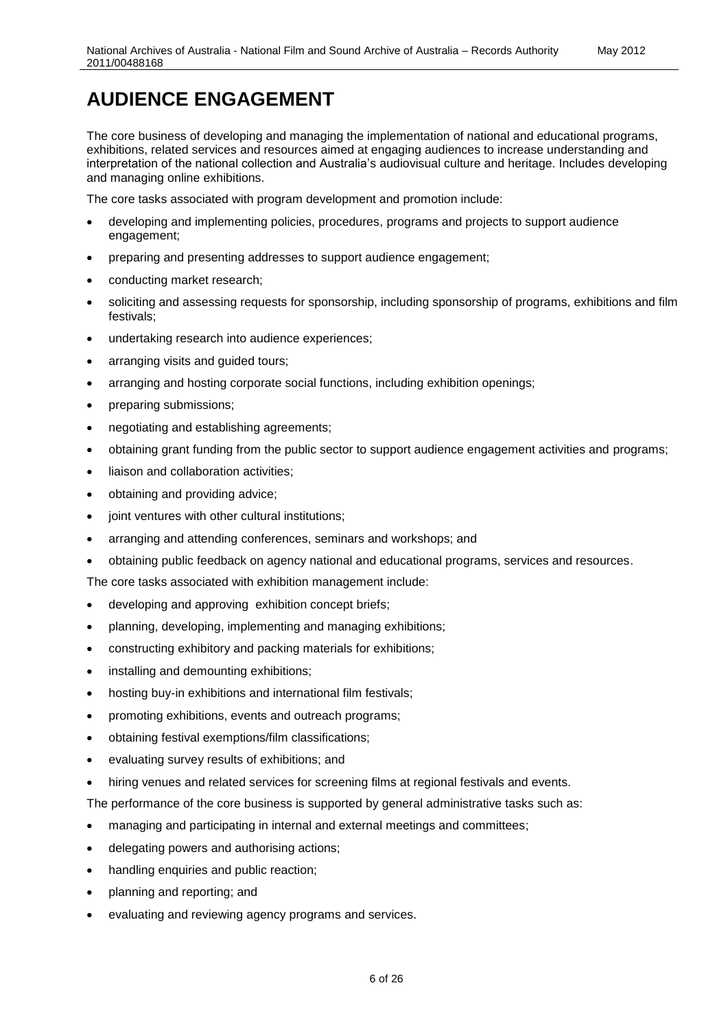# AUDIENCE ENGAGEMENT

The core business of developing and managing the implementation of national and educational programs, exhibitions, related services and resources aimed at engaging audiences to increase understanding and interpretation of the national collection and Australia's audiovisual culture and heritage. Includes developing and managing online exhibitions.

The core tasks associated with program development and promotion include:

- developing and implementing policies, procedures, programs and projects to support audience engagement;
- preparing and presenting addresses to support audience engagement;
- conducting market research;
- soliciting and assessing requests for sponsorship, including sponsorship of programs, exhibitions and film festivals;
- undertaking research into audience experiences;
- arranging visits and guided tours;
- arranging and hosting corporate social functions, including exhibition openings;
- preparing submissions;
- negotiating and establishing agreements;
- obtaining grant funding from the public sector to support audience engagement activities and programs;
- liaison and collaboration activities;
- obtaining and providing advice;
- joint ventures with other cultural institutions;
- arranging and attending conferences, seminars and workshops; and
- obtaining public feedback on agency national and educational programs, services and resources.

The core tasks associated with exhibition management include:

- developing and approving exhibition concept briefs;
- planning, developing, implementing and managing exhibitions;
- constructing exhibitory and packing materials for exhibitions;
- installing and demounting exhibitions;
- hosting buy-in exhibitions and international film festivals;
- promoting exhibitions, events and outreach programs;
- obtaining festival exemptions/film classifications;
- evaluating survey results of exhibitions; and
- hiring venues and related services for screening films at regional festivals and events.

The performance of the core business is supported by general administrative tasks such as:

- managing and participating in internal and external meetings and committees;
- delegating powers and authorising actions;
- handling enquiries and public reaction;
- planning and reporting; and
- evaluating and reviewing agency programs and services.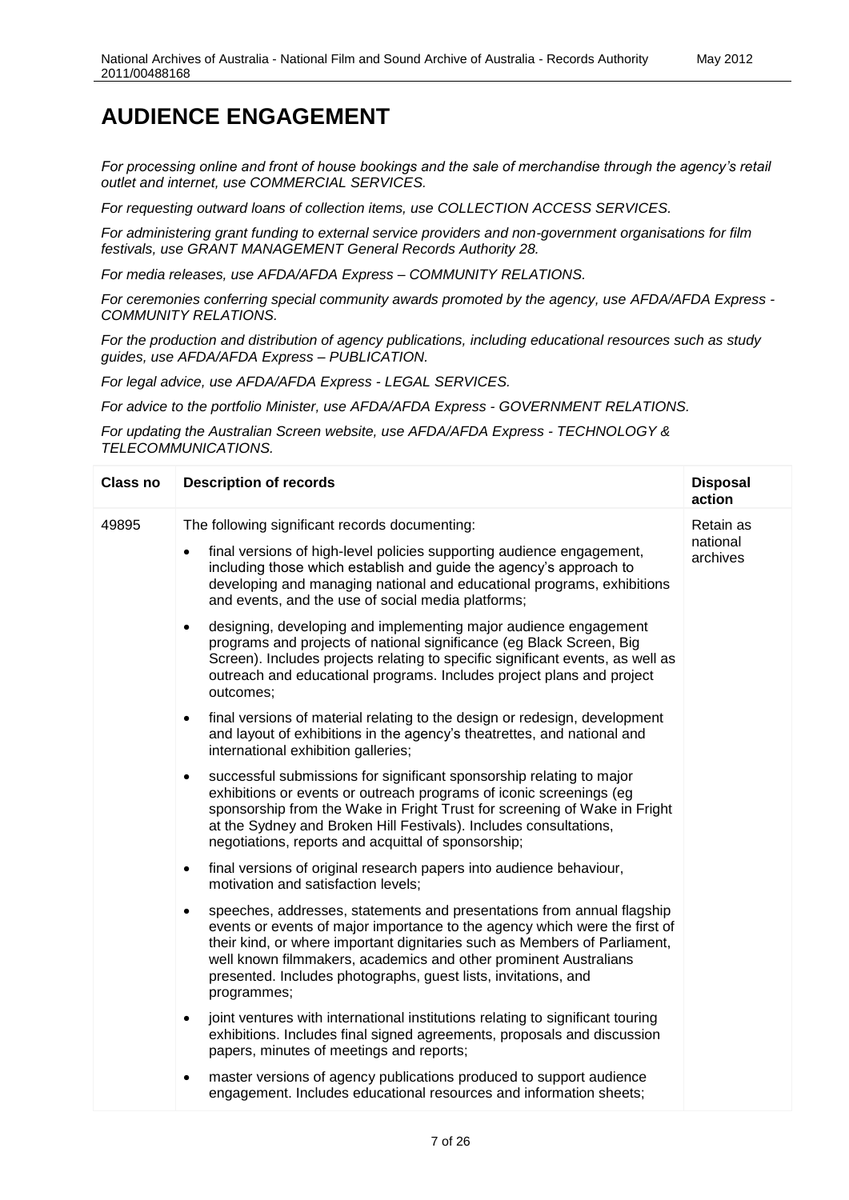# AUDIENCE ENGAGEMENT

*For processing online and front of house bookings and the sale of merchandise through the agency's retail outlet and internet, use COMMERCIAL SERVICES.*

*For requesting outward loans of collection items, use COLLECTION ACCESS SERVICES.*

*For administering grant funding to external service providers and non-government organisations for film festivals, use GRANT MANAGEMENT General Records Authority 28.*

*For media releases, use AFDA/AFDA Express – COMMUNITY RELATIONS.*

*For ceremonies conferring special community awards promoted by the agency, use AFDA/AFDA Express - COMMUNITY RELATIONS.*

*For the production and distribution of agency publications, including educational resources such as study guides, use AFDA/AFDA Express – PUBLICATION.*

*For legal advice, use AFDA/AFDA Express - LEGAL SERVICES.*

*For advice to the portfolio Minister, use AFDA/AFDA Express - GOVERNMENT RELATIONS.*

*For updating the Australian Screen website, use AFDA/AFDA Express - TECHNOLOGY & TELECOMMUNICATIONS.*

| Class no | Description of records | Disposal action |
|---|---|---|
| 49895 | The following significant records documenting:<br>• final versions of high-level policies supporting audience engagement, including those which establish and guide the agency's approach to developing and managing national and educational programs, exhibitions and events, and the use of social media platforms;<br>• designing, developing and implementing major audience engagement programs and projects of national significance (eg Black Screen, Big Screen). Includes projects relating to specific significant events, as well as outreach and educational programs. Includes project plans and project outcomes;<br>• final versions of material relating to the design or redesign, development and layout of exhibitions in the agency's theatrettes, and national and international exhibition galleries;<br>• successful submissions for significant sponsorship relating to major exhibitions or events or outreach programs of iconic screenings (eg sponsorship from the Wake in Fright Trust for screening of Wake in Fright at the Sydney and Broken Hill Festivals). Includes consultations, negotiations, reports and acquittal of sponsorship;<br>• final versions of original research papers into audience behaviour, motivation and satisfaction levels;<br>• speeches, addresses, statements and presentations from annual flagship events or events of major importance to the agency which were the first of their kind, or where important dignitaries such as Members of Parliament, well known filmmakers, academics and other prominent Australians presented. Includes photographs, guest lists, invitations, and programmes;<br>• joint ventures with international institutions relating to significant touring exhibitions. Includes final signed agreements, proposals and discussion papers, minutes of meetings and reports;<br>• master versions of agency publications produced to support audience engagement. Includes educational resources and information sheets; | Retain as national archives |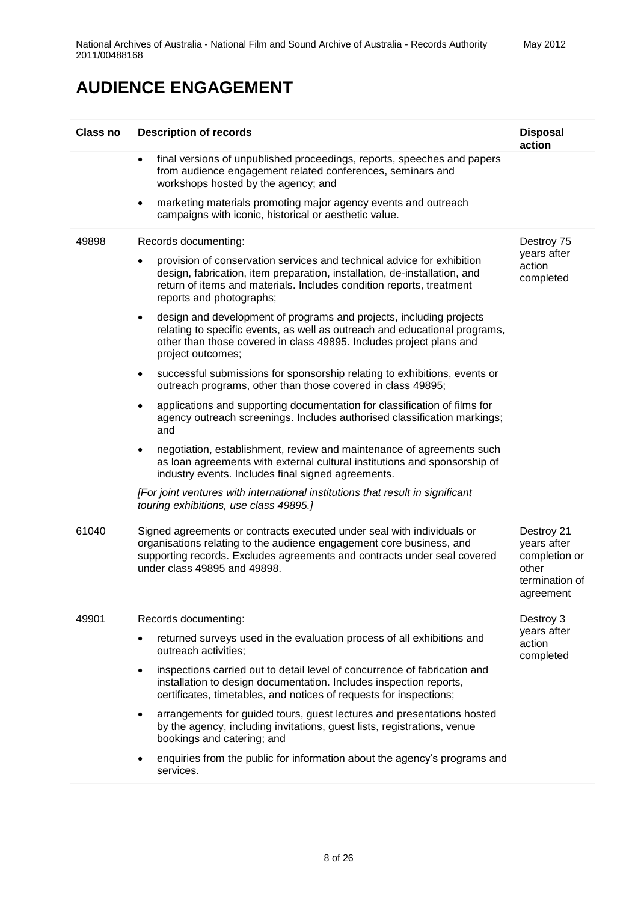# AUDIENCE ENGAGEMENT

| Class no | Description of records | Disposal action |
|---|---|---|
| | • final versions of unpublished proceedings, reports, speeches and papers from audience engagement related conferences, seminars and workshops hosted by the agency; and<br>• marketing materials promoting major agency events and outreach campaigns with iconic, historical or aesthetic value. | |
| 49898 | Records documenting:<br>• provision of conservation services and technical advice for exhibition design, fabrication, item preparation, installation, de-installation, and return of items and materials. Includes condition reports, treatment reports and photographs;<br>• design and development of programs and projects, including projects relating to specific events, as well as outreach and educational programs, other than those covered in class 49895. Includes project plans and project outcomes;<br>• successful submissions for sponsorship relating to exhibitions, events or outreach programs, other than those covered in class 49895;<br>• applications and supporting documentation for classification of films for agency outreach screenings. Includes authorised classification markings; and<br>• negotiation, establishment, review and maintenance of agreements such as loan agreements with external cultural institutions and sponsorship of industry events. Includes final signed agreements.<br>*[For joint ventures with international institutions that result in significant touring exhibitions, use class 49895.]* | Destroy 75 years after action completed |
| 61040 | Signed agreements or contracts executed under seal with individuals or organisations relating to the audience engagement core business, and supporting records. Excludes agreements and contracts under seal covered under class 49895 and 49898. | Destroy 21 years after completion or other termination of agreement |
| 49901 | Records documenting:<br>• returned surveys used in the evaluation process of all exhibitions and outreach activities;<br>• inspections carried out to detail level of concurrence of fabrication and installation to design documentation. Includes inspection reports, certificates, timetables, and notices of requests for inspections;<br>• arrangements for guided tours, guest lectures and presentations hosted by the agency, including invitations, guest lists, registrations, venue bookings and catering; and<br>• enquiries from the public for information about the agency's programs and services. | Destroy 3 years after action completed |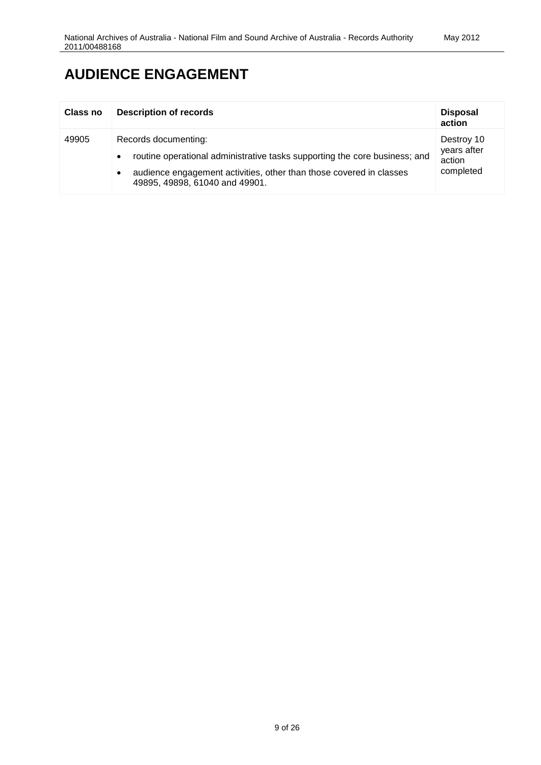# AUDIENCE ENGAGEMENT

| Class no | Description of records | Disposal action |
|---|---|---|
| 49905 | Records documenting:<br>• routine operational administrative tasks supporting the core business; and<br>• audience engagement activities, other than those covered in classes 49895, 49898, 61040 and 49901. | Destroy 10 years after action completed |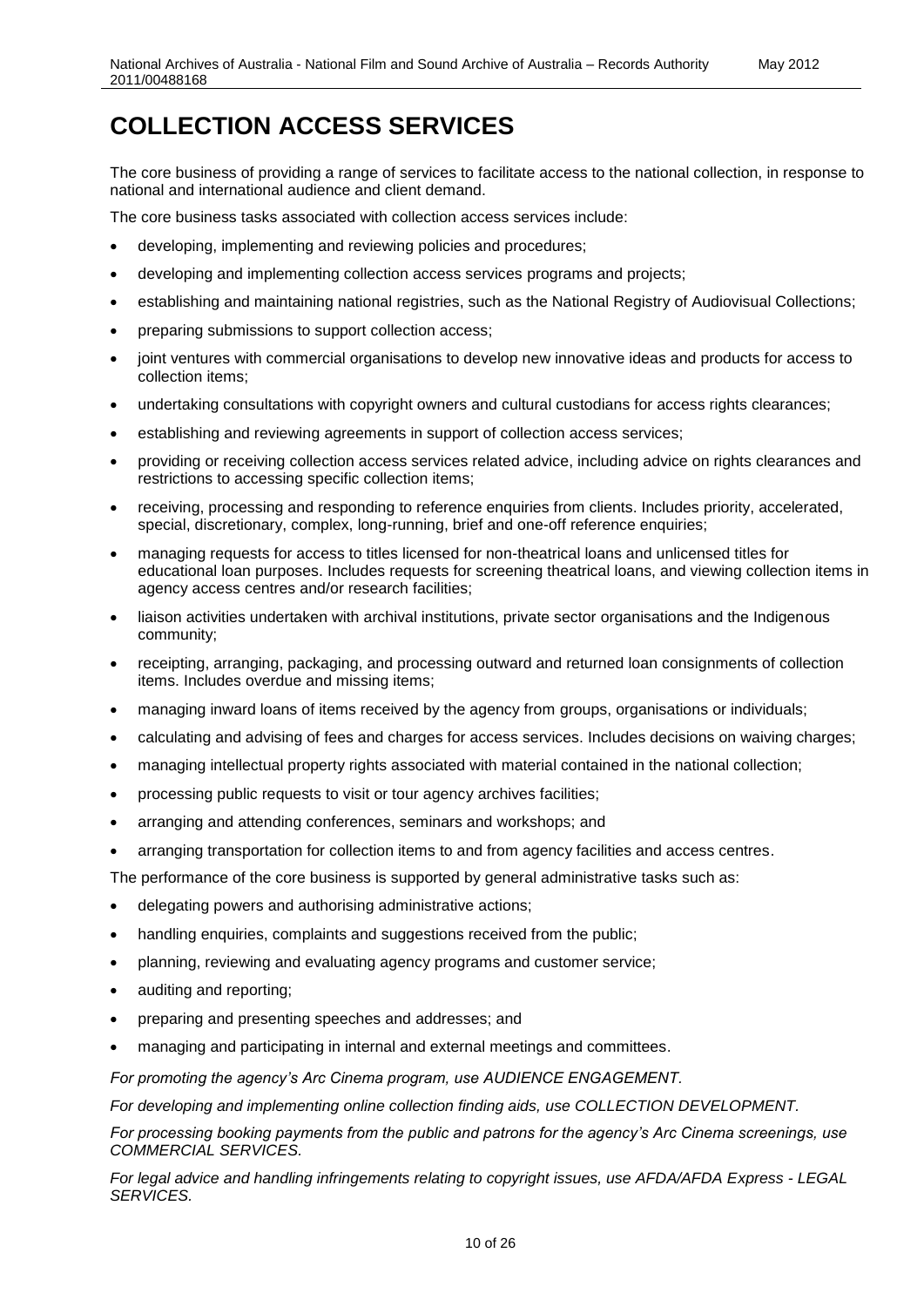# COLLECTION ACCESS SERVICES

The core business of providing a range of services to facilitate access to the national collection, in response to national and international audience and client demand.

The core business tasks associated with collection access services include:

- developing, implementing and reviewing policies and procedures;
- developing and implementing collection access services programs and projects;
- establishing and maintaining national registries, such as the National Registry of Audiovisual Collections;
- preparing submissions to support collection access;
- joint ventures with commercial organisations to develop new innovative ideas and products for access to collection items;
- undertaking consultations with copyright owners and cultural custodians for access rights clearances;
- establishing and reviewing agreements in support of collection access services;
- providing or receiving collection access services related advice, including advice on rights clearances and restrictions to accessing specific collection items;
- receiving, processing and responding to reference enquiries from clients. Includes priority, accelerated, special, discretionary, complex, long-running, brief and one-off reference enquiries;
- managing requests for access to titles licensed for non-theatrical loans and unlicensed titles for educational loan purposes. Includes requests for screening theatrical loans, and viewing collection items in agency access centres and/or research facilities;
- liaison activities undertaken with archival institutions, private sector organisations and the Indigenous community;
- receipting, arranging, packaging, and processing outward and returned loan consignments of collection items. Includes overdue and missing items;
- managing inward loans of items received by the agency from groups, organisations or individuals;
- calculating and advising of fees and charges for access services. Includes decisions on waiving charges;
- managing intellectual property rights associated with material contained in the national collection;
- processing public requests to visit or tour agency archives facilities;
- arranging and attending conferences, seminars and workshops; and
- arranging transportation for collection items to and from agency facilities and access centres.

The performance of the core business is supported by general administrative tasks such as:

- delegating powers and authorising administrative actions;
- handling enquiries, complaints and suggestions received from the public;
- planning, reviewing and evaluating agency programs and customer service;
- auditing and reporting;
- preparing and presenting speeches and addresses; and
- managing and participating in internal and external meetings and committees.

*For promoting the agency's Arc Cinema program, use AUDIENCE ENGAGEMENT.*

*For developing and implementing online collection finding aids, use COLLECTION DEVELOPMENT.*

*For processing booking payments from the public and patrons for the agency's Arc Cinema screenings, use COMMERCIAL SERVICES.*

*For legal advice and handling infringements relating to copyright issues, use AFDA/AFDA Express - LEGAL SERVICES.*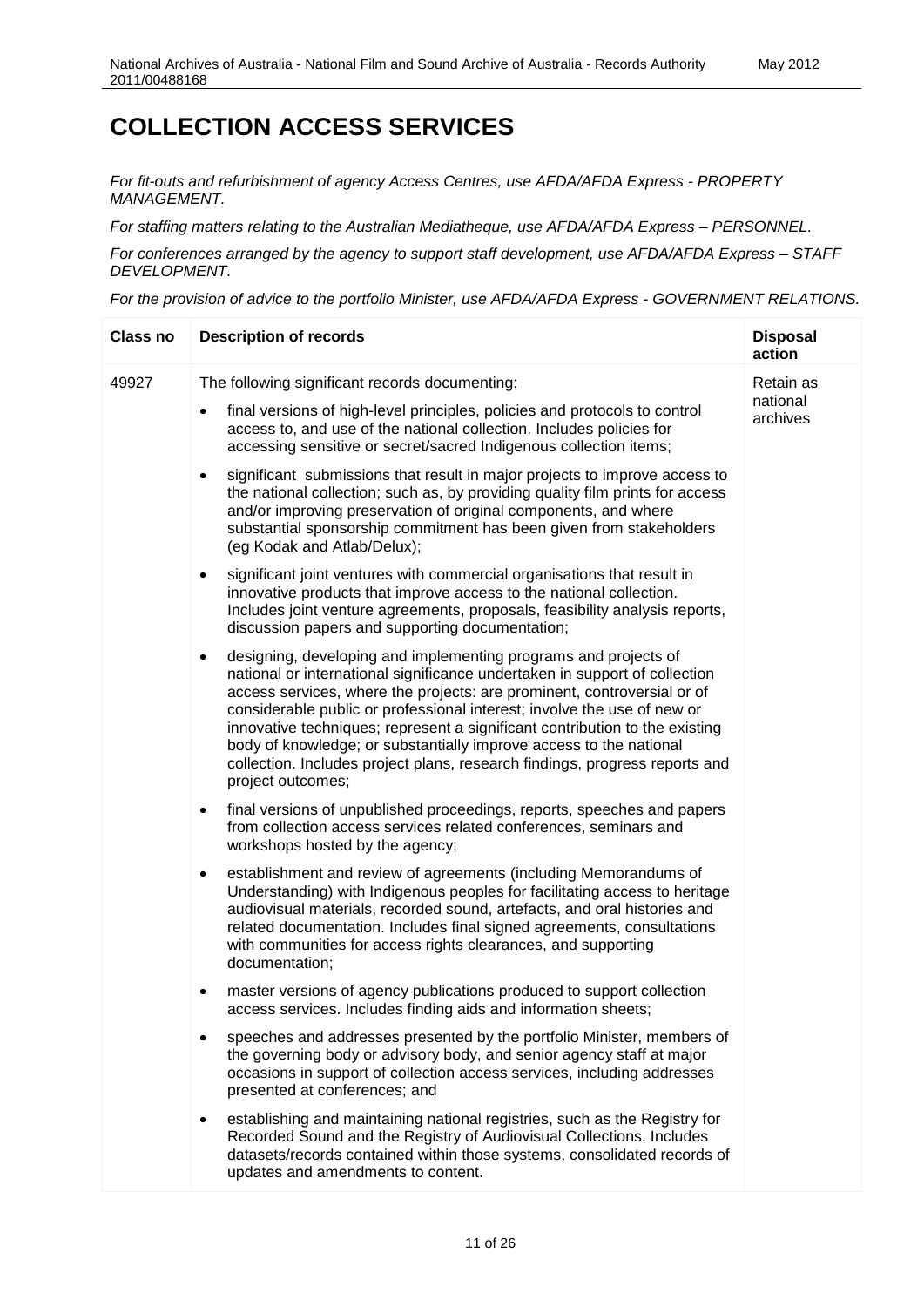# COLLECTION ACCESS SERVICES

*For fit-outs and refurbishment of agency Access Centres, use AFDA/AFDA Express - PROPERTY MANAGEMENT.*

*For staffing matters relating to the Australian Mediatheque, use AFDA/AFDA Express – PERSONNEL.*

*For conferences arranged by the agency to support staff development, use AFDA/AFDA Express – STAFF DEVELOPMENT.*

*For the provision of advice to the portfolio Minister, use AFDA/AFDA Express - GOVERNMENT RELATIONS.*

| Class no | Description of records | Disposal action |
|---|---|---|
| 49927 | The following significant records documenting:<br>• final versions of high-level principles, policies and protocols to control access to, and use of the national collection. Includes policies for accessing sensitive or secret/sacred Indigenous collection items;<br>• significant submissions that result in major projects to improve access to the national collection; such as, by providing quality film prints for access and/or improving preservation of original components, and where substantial sponsorship commitment has been given from stakeholders (eg Kodak and Atlab/Delux);<br>• significant joint ventures with commercial organisations that result in innovative products that improve access to the national collection. Includes joint venture agreements, proposals, feasibility analysis reports, discussion papers and supporting documentation;<br>• designing, developing and implementing programs and projects of national or international significance undertaken in support of collection access services, where the projects: are prominent, controversial or of considerable public or professional interest; involve the use of new or innovative techniques; represent a significant contribution to the existing body of knowledge; or substantially improve access to the national collection. Includes project plans, research findings, progress reports and project outcomes;<br>• final versions of unpublished proceedings, reports, speeches and papers from collection access services related conferences, seminars and workshops hosted by the agency;<br>• establishment and review of agreements (including Memorandums of Understanding) with Indigenous peoples for facilitating access to heritage audiovisual materials, recorded sound, artefacts, and oral histories and related documentation. Includes final signed agreements, consultations with communities for access rights clearances, and supporting documentation;<br>• master versions of agency publications produced to support collection access services. Includes finding aids and information sheets;<br>• speeches and addresses presented by the portfolio Minister, members of the governing body or advisory body, and senior agency staff at major occasions in support of collection access services, including addresses presented at conferences; and<br>• establishing and maintaining national registries, such as the Registry for Recorded Sound and the Registry of Audiovisual Collections. Includes datasets/records contained within those systems, consolidated records of updates and amendments to content. | Retain as national archives |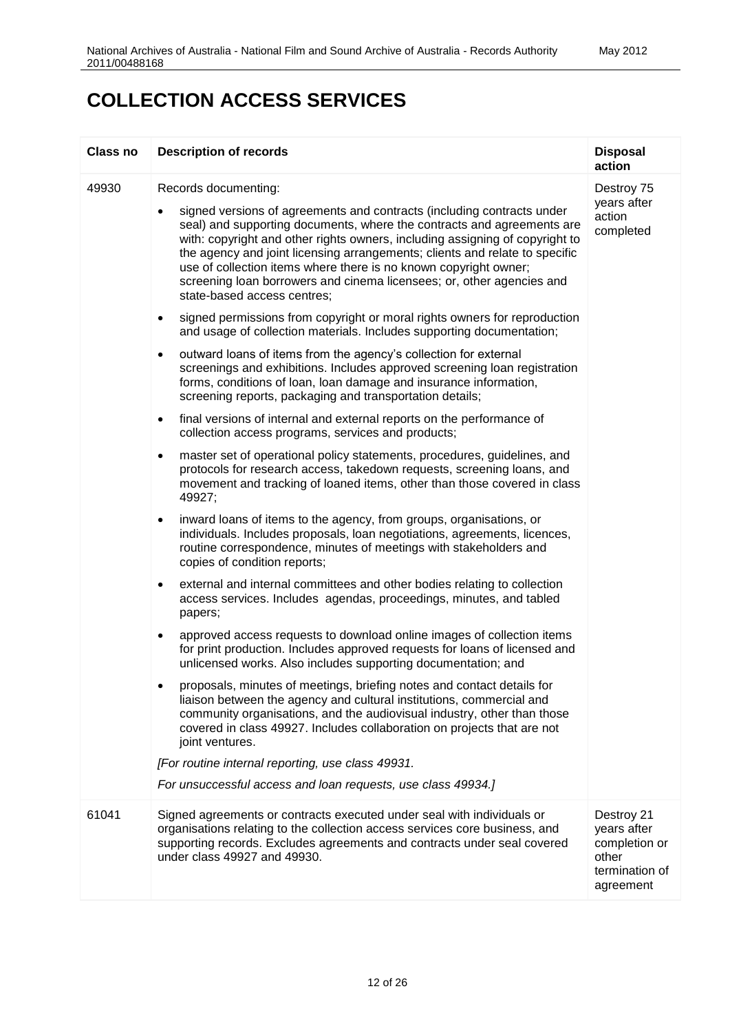# COLLECTION ACCESS SERVICES

| Class no | Description of records | Disposal action |
|---|---|---|
| 49930 | Records documenting:<br>• signed versions of agreements and contracts (including contracts under seal) and supporting documents, where the contracts and agreements are with: copyright and other rights owners, including assigning of copyright to the agency and joint licensing arrangements; clients and relate to specific use of collection items where there is no known copyright owner; screening loan borrowers and cinema licensees; or, other agencies and state-based access centres;<br>• signed permissions from copyright or moral rights owners for reproduction and usage of collection materials. Includes supporting documentation;<br>• outward loans of items from the agency's collection for external screenings and exhibitions. Includes approved screening loan registration forms, conditions of loan, loan damage and insurance information, screening reports, packaging and transportation details;<br>• final versions of internal and external reports on the performance of collection access programs, services and products;<br>• master set of operational policy statements, procedures, guidelines, and protocols for research access, takedown requests, screening loans, and movement and tracking of loaned items, other than those covered in class 49927;<br>• inward loans of items to the agency, from groups, organisations, or individuals. Includes proposals, loan negotiations, agreements, licences, routine correspondence, minutes of meetings with stakeholders and copies of condition reports;<br>• external and internal committees and other bodies relating to collection access services. Includes agendas, proceedings, minutes, and tabled papers;<br>• approved access requests to download online images of collection items for print production. Includes approved requests for loans of licensed and unlicensed works. Also includes supporting documentation; and<br>• proposals, minutes of meetings, briefing notes and contact details for liaison between the agency and cultural institutions, commercial and community organisations, and the audiovisual industry, other than those covered in class 49927. Includes collaboration on projects that are not joint ventures.<br>*[For routine internal reporting, use class 49931.*<br>*For unsuccessful access and loan requests, use class 49934.]* | Destroy 75 years after action completed |
| 61041 | Signed agreements or contracts executed under seal with individuals or organisations relating to the collection access services core business, and supporting records. Excludes agreements and contracts under seal covered under class 49927 and 49930. | Destroy 21 years after completion or other termination of agreement |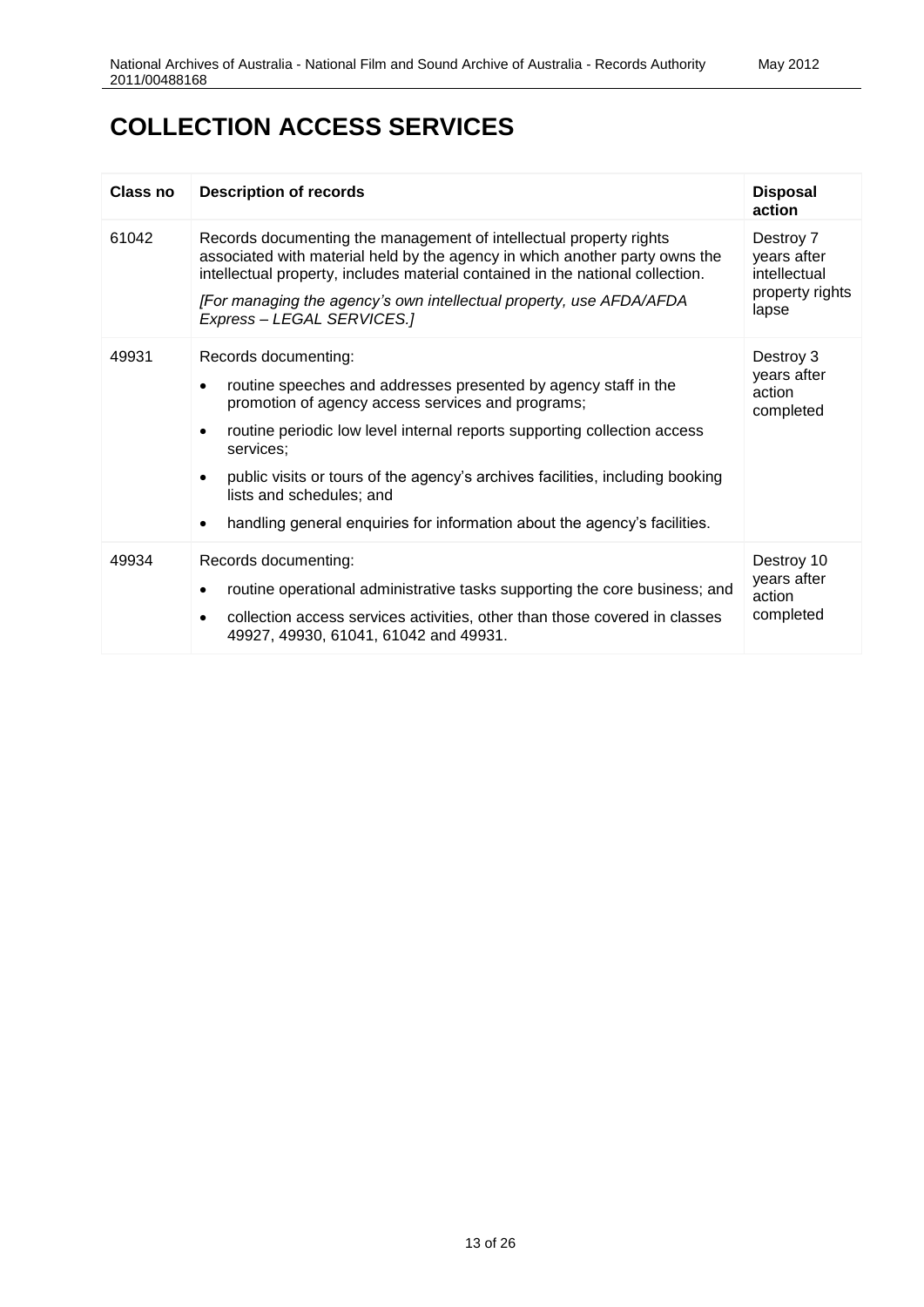# COLLECTION ACCESS SERVICES

| Class no | Description of records | Disposal action |
| --- | --- | --- |
| 61042 | Records documenting the management of intellectual property rights associated with material held by the agency in which another party owns the intellectual property, includes material contained in the national collection.<br>*[For managing the agency's own intellectual property, use AFDA/AFDA Express – LEGAL SERVICES.]* | Destroy 7 years after intellectual property rights lapse |
| 49931 | Records documenting:<br>• routine speeches and addresses presented by agency staff in the promotion of agency access services and programs;<br>• routine periodic low level internal reports supporting collection access services;<br>• public visits or tours of the agency's archives facilities, including booking lists and schedules; and<br>• handling general enquiries for information about the agency's facilities. | Destroy 3 years after action completed |
| 49934 | Records documenting:<br>• routine operational administrative tasks supporting the core business; and<br>• collection access services activities, other than those covered in classes 49927, 49930, 61041, 61042 and 49931. | Destroy 10 years after action completed |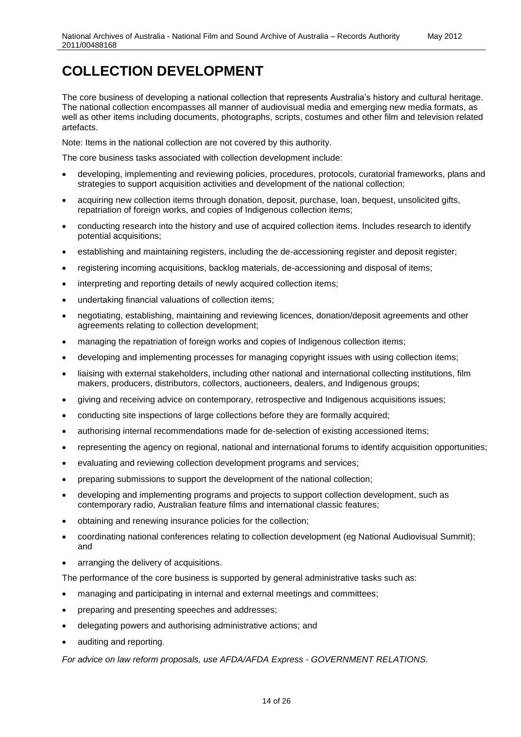# COLLECTION DEVELOPMENT

The core business of developing a national collection that represents Australia's history and cultural heritage. The national collection encompasses all manner of audiovisual media and emerging new media formats, as well as other items including documents, photographs, scripts, costumes and other film and television related artefacts.

Note: Items in the national collection are not covered by this authority.

The core business tasks associated with collection development include:

- developing, implementing and reviewing policies, procedures, protocols, curatorial frameworks, plans and strategies to support acquisition activities and development of the national collection;
- acquiring new collection items through donation, deposit, purchase, loan, bequest, unsolicited gifts, repatriation of foreign works, and copies of Indigenous collection items;
- conducting research into the history and use of acquired collection items. Includes research to identify potential acquisitions;
- establishing and maintaining registers, including the de-accessioning register and deposit register;
- registering incoming acquisitions, backlog materials, de-accessioning and disposal of items;
- interpreting and reporting details of newly acquired collection items;
- undertaking financial valuations of collection items;
- negotiating, establishing, maintaining and reviewing licences, donation/deposit agreements and other agreements relating to collection development;
- managing the repatriation of foreign works and copies of Indigenous collection items;
- developing and implementing processes for managing copyright issues with using collection items;
- liaising with external stakeholders, including other national and international collecting institutions, film makers, producers, distributors, collectors, auctioneers, dealers, and Indigenous groups;
- giving and receiving advice on contemporary, retrospective and Indigenous acquisitions issues;
- conducting site inspections of large collections before they are formally acquired;
- authorising internal recommendations made for de-selection of existing accessioned items;
- representing the agency on regional, national and international forums to identify acquisition opportunities;
- evaluating and reviewing collection development programs and services;
- preparing submissions to support the development of the national collection;
- developing and implementing programs and projects to support collection development, such as contemporary radio, Australian feature films and international classic features;
- obtaining and renewing insurance policies for the collection;
- coordinating national conferences relating to collection development (eg National Audiovisual Summit); and
- arranging the delivery of acquisitions.

The performance of the core business is supported by general administrative tasks such as:

- managing and participating in internal and external meetings and committees;
- preparing and presenting speeches and addresses;
- delegating powers and authorising administrative actions; and
- auditing and reporting.

*For advice on law reform proposals, use AFDA/AFDA Express - GOVERNMENT RELATIONS.*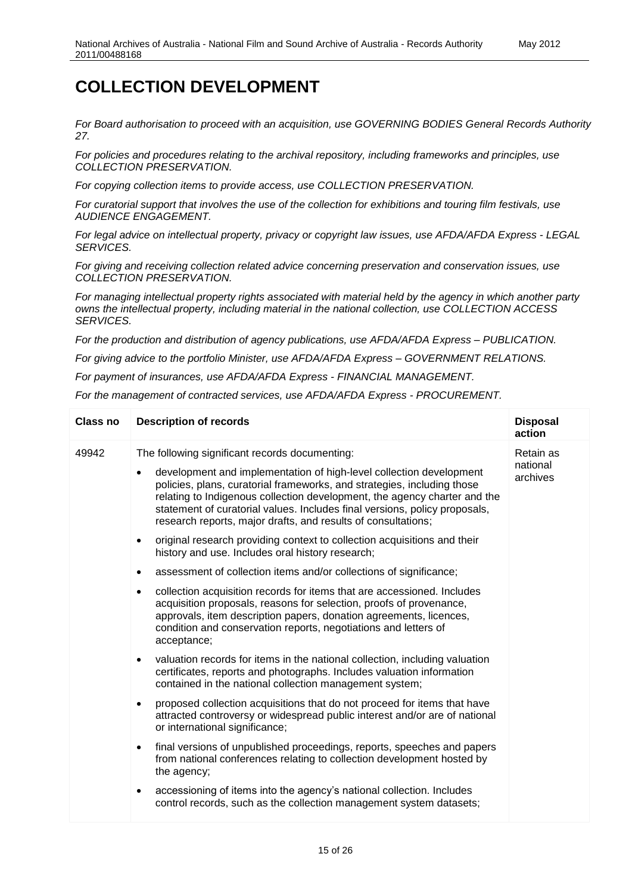# COLLECTION DEVELOPMENT

*For Board authorisation to proceed with an acquisition, use GOVERNING BODIES General Records Authority 27.*

*For policies and procedures relating to the archival repository, including frameworks and principles, use COLLECTION PRESERVATION.*

*For copying collection items to provide access, use COLLECTION PRESERVATION.*

*For curatorial support that involves the use of the collection for exhibitions and touring film festivals, use AUDIENCE ENGAGEMENT.*

*For legal advice on intellectual property, privacy or copyright law issues, use AFDA/AFDA Express - LEGAL SERVICES.*

*For giving and receiving collection related advice concerning preservation and conservation issues, use COLLECTION PRESERVATION.*

*For managing intellectual property rights associated with material held by the agency in which another party owns the intellectual property, including material in the national collection, use COLLECTION ACCESS SERVICES.*

*For the production and distribution of agency publications, use AFDA/AFDA Express – PUBLICATION.*

*For giving advice to the portfolio Minister, use AFDA/AFDA Express – GOVERNMENT RELATIONS.*

*For payment of insurances, use AFDA/AFDA Express - FINANCIAL MANAGEMENT.*

*For the management of contracted services, use AFDA/AFDA Express - PROCUREMENT.*

| Class no | Description of records | Disposal action |
|---|---|---|
| 49942 | The following significant records documenting:<br>• development and implementation of high-level collection development policies, plans, curatorial frameworks, and strategies, including those relating to Indigenous collection development, the agency charter and the statement of curatorial values. Includes final versions, policy proposals, research reports, major drafts, and results of consultations;<br>• original research providing context to collection acquisitions and their history and use. Includes oral history research;<br>• assessment of collection items and/or collections of significance;<br>• collection acquisition records for items that are accessioned. Includes acquisition proposals, reasons for selection, proofs of provenance, approvals, item description papers, donation agreements, licences, condition and conservation reports, negotiations and letters of acceptance;<br>• valuation records for items in the national collection, including valuation certificates, reports and photographs. Includes valuation information contained in the national collection management system;<br>• proposed collection acquisitions that do not proceed for items that have attracted controversy or widespread public interest and/or are of national or international significance;<br>• final versions of unpublished proceedings, reports, speeches and papers from national conferences relating to collection development hosted by the agency;<br>• accessioning of items into the agency's national collection. Includes control records, such as the collection management system datasets; | Retain as national archives |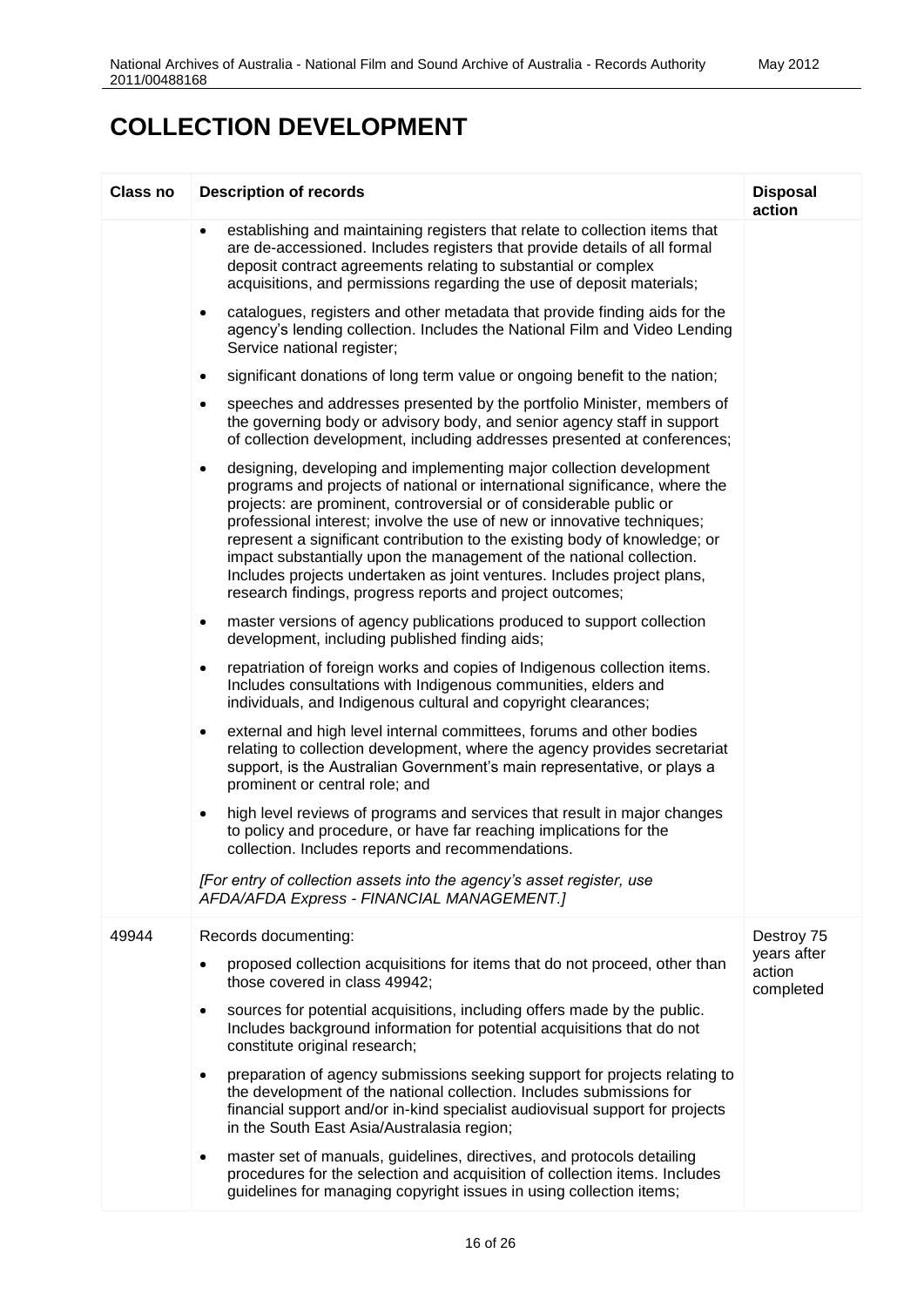# COLLECTION DEVELOPMENT

| Class no | Description of records | Disposal action |
|---|---|---|
| | • establishing and maintaining registers that relate to collection items that are de-accessioned. Includes registers that provide details of all formal deposit contract agreements relating to substantial or complex acquisitions, and permissions regarding the use of deposit materials;<br>• catalogues, registers and other metadata that provide finding aids for the agency's lending collection. Includes the National Film and Video Lending Service national register;<br>• significant donations of long term value or ongoing benefit to the nation;<br>• speeches and addresses presented by the portfolio Minister, members of the governing body or advisory body, and senior agency staff in support of collection development, including addresses presented at conferences;<br>• designing, developing and implementing major collection development programs and projects of national or international significance, where the projects: are prominent, controversial or of considerable public or professional interest; involve the use of new or innovative techniques; represent a significant contribution to the existing body of knowledge; or impact substantially upon the management of the national collection. Includes projects undertaken as joint ventures. Includes project plans, research findings, progress reports and project outcomes;<br>• master versions of agency publications produced to support collection development, including published finding aids;<br>• repatriation of foreign works and copies of Indigenous collection items. Includes consultations with Indigenous communities, elders and individuals, and Indigenous cultural and copyright clearances;<br>• external and high level internal committees, forums and other bodies relating to collection development, where the agency provides secretariat support, is the Australian Government's main representative, or plays a prominent or central role; and<br>• high level reviews of programs and services that result in major changes to policy and procedure, or have far reaching implications for the collection. Includes reports and recommendations.<br><br>*[For entry of collection assets into the agency's asset register, use AFDA/AFDA Express - FINANCIAL MANAGEMENT.]* | |
| 49944 | Records documenting:<br>• proposed collection acquisitions for items that do not proceed, other than those covered in class 49942;<br>• sources for potential acquisitions, including offers made by the public. Includes background information for potential acquisitions that do not constitute original research;<br>• preparation of agency submissions seeking support for projects relating to the development of the national collection. Includes submissions for financial support and/or in-kind specialist audiovisual support for projects in the South East Asia/Australasia region;<br>• master set of manuals, guidelines, directives, and protocols detailing procedures for the selection and acquisition of collection items. Includes guidelines for managing copyright issues in using collection items; | Destroy 75 years after action completed |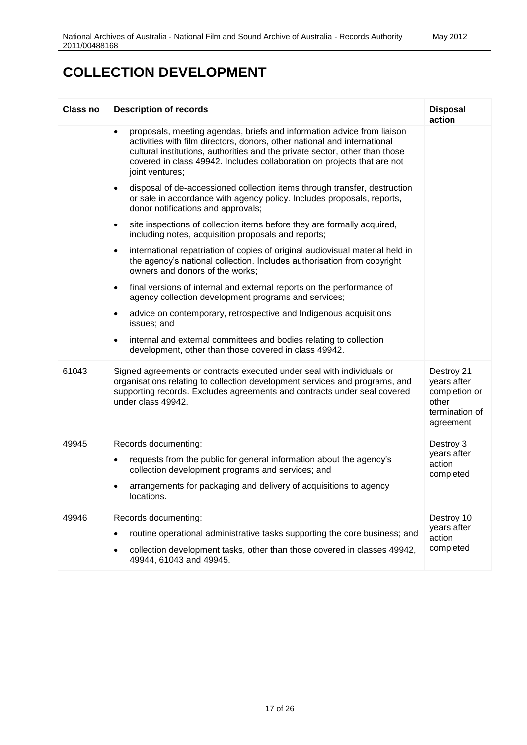# COLLECTION DEVELOPMENT

| Class no | Description of records | Disposal action |
|---|---|---|
| | • proposals, meeting agendas, briefs and information advice from liaison activities with film directors, donors, other national and international cultural institutions, authorities and the private sector, other than those covered in class 49942. Includes collaboration on projects that are not joint ventures;<br>• disposal of de-accessioned collection items through transfer, destruction or sale in accordance with agency policy. Includes proposals, reports, donor notifications and approvals;<br>• site inspections of collection items before they are formally acquired, including notes, acquisition proposals and reports;<br>• international repatriation of copies of original audiovisual material held in the agency's national collection. Includes authorisation from copyright owners and donors of the works;<br>• final versions of internal and external reports on the performance of agency collection development programs and services;<br>• advice on contemporary, retrospective and Indigenous acquisitions issues; and<br>• internal and external committees and bodies relating to collection development, other than those covered in class 49942. | |
| 61043 | Signed agreements or contracts executed under seal with individuals or organisations relating to collection development services and programs, and supporting records. Excludes agreements and contracts under seal covered under class 49942. | Destroy 21 years after completion or other termination of agreement |
| 49945 | Records documenting:<br>• requests from the public for general information about the agency's collection development programs and services; and<br>• arrangements for packaging and delivery of acquisitions to agency locations. | Destroy 3 years after action completed |
| 49946 | Records documenting:<br>• routine operational administrative tasks supporting the core business; and<br>• collection development tasks, other than those covered in classes 49942, 49944, 61043 and 49945. | Destroy 10 years after action completed |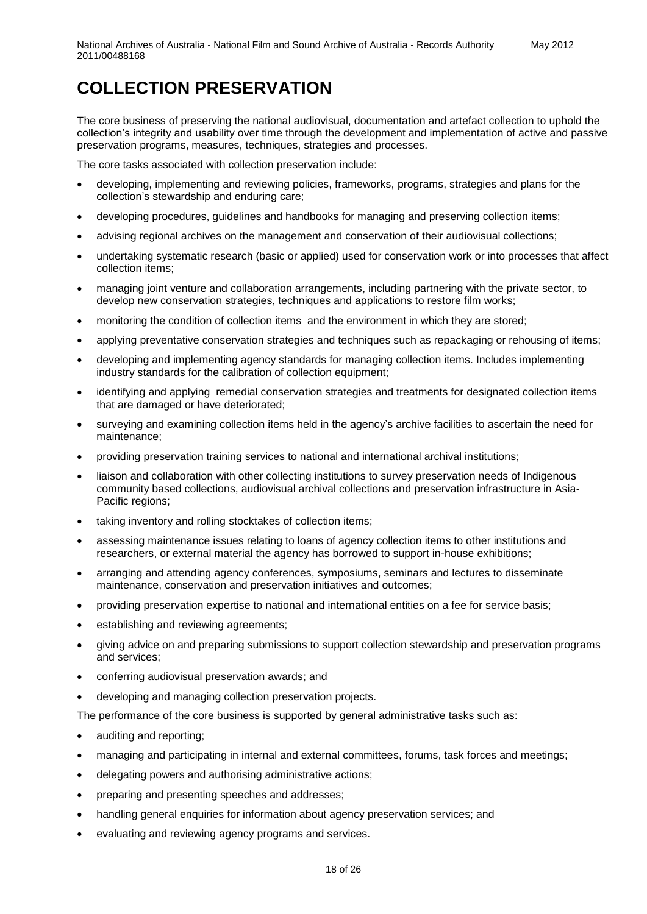# COLLECTION PRESERVATION

The core business of preserving the national audiovisual, documentation and artefact collection to uphold the collection's integrity and usability over time through the development and implementation of active and passive preservation programs, measures, techniques, strategies and processes.

The core tasks associated with collection preservation include:

- developing, implementing and reviewing policies, frameworks, programs, strategies and plans for the collection's stewardship and enduring care;
- developing procedures, guidelines and handbooks for managing and preserving collection items;
- advising regional archives on the management and conservation of their audiovisual collections;
- undertaking systematic research (basic or applied) used for conservation work or into processes that affect collection items;
- managing joint venture and collaboration arrangements, including partnering with the private sector, to develop new conservation strategies, techniques and applications to restore film works;
- monitoring the condition of collection items and the environment in which they are stored;
- applying preventative conservation strategies and techniques such as repackaging or rehousing of items;
- developing and implementing agency standards for managing collection items. Includes implementing industry standards for the calibration of collection equipment;
- identifying and applying remedial conservation strategies and treatments for designated collection items that are damaged or have deteriorated;
- surveying and examining collection items held in the agency's archive facilities to ascertain the need for maintenance;
- providing preservation training services to national and international archival institutions;
- liaison and collaboration with other collecting institutions to survey preservation needs of Indigenous community based collections, audiovisual archival collections and preservation infrastructure in Asia-Pacific regions;
- taking inventory and rolling stocktakes of collection items;
- assessing maintenance issues relating to loans of agency collection items to other institutions and researchers, or external material the agency has borrowed to support in-house exhibitions;
- arranging and attending agency conferences, symposiums, seminars and lectures to disseminate maintenance, conservation and preservation initiatives and outcomes;
- providing preservation expertise to national and international entities on a fee for service basis;
- establishing and reviewing agreements;
- giving advice on and preparing submissions to support collection stewardship and preservation programs and services;
- conferring audiovisual preservation awards; and
- developing and managing collection preservation projects.

The performance of the core business is supported by general administrative tasks such as:

- auditing and reporting;
- managing and participating in internal and external committees, forums, task forces and meetings;
- delegating powers and authorising administrative actions;
- preparing and presenting speeches and addresses;
- handling general enquiries for information about agency preservation services; and
- evaluating and reviewing agency programs and services.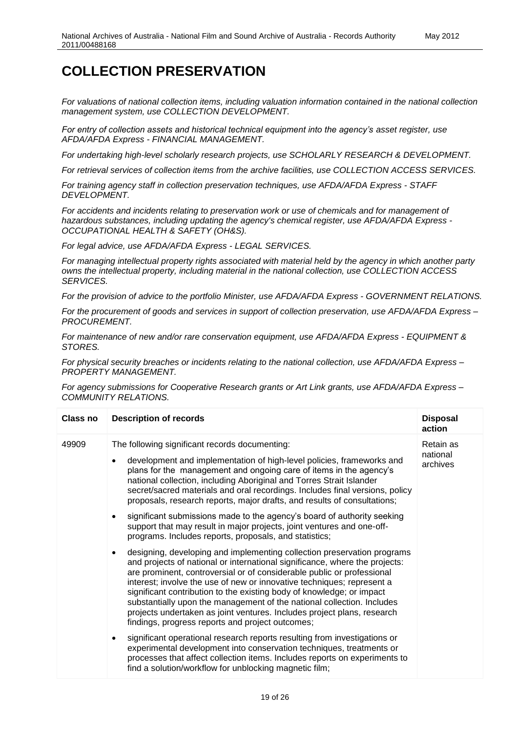# COLLECTION PRESERVATION

*For valuations of national collection items, including valuation information contained in the national collection management system, use COLLECTION DEVELOPMENT.*

*For entry of collection assets and historical technical equipment into the agency's asset register, use AFDA/AFDA Express - FINANCIAL MANAGEMENT.*

*For undertaking high-level scholarly research projects, use SCHOLARLY RESEARCH & DEVELOPMENT.*

*For retrieval services of collection items from the archive facilities, use COLLECTION ACCESS SERVICES.*

*For training agency staff in collection preservation techniques, use AFDA/AFDA Express - STAFF DEVELOPMENT.*

*For accidents and incidents relating to preservation work or use of chemicals and for management of hazardous substances, including updating the agency's chemical register, use AFDA/AFDA Express - OCCUPATIONAL HEALTH & SAFETY (OH&S).*

*For legal advice, use AFDA/AFDA Express - LEGAL SERVICES.*

*For managing intellectual property rights associated with material held by the agency in which another party owns the intellectual property, including material in the national collection, use COLLECTION ACCESS SERVICES.*

*For the provision of advice to the portfolio Minister, use AFDA/AFDA Express - GOVERNMENT RELATIONS.*

*For the procurement of goods and services in support of collection preservation, use AFDA/AFDA Express – PROCUREMENT.*

*For maintenance of new and/or rare conservation equipment, use AFDA/AFDA Express - EQUIPMENT & STORES.*

*For physical security breaches or incidents relating to the national collection, use AFDA/AFDA Express – PROPERTY MANAGEMENT.*

*For agency submissions for Cooperative Research grants or Art Link grants, use AFDA/AFDA Express – COMMUNITY RELATIONS.*

| Class no | Description of records | Disposal action |
|---|---|---|
| 49909 | The following significant records documenting:<br><br>• development and implementation of high-level policies, frameworks and plans for the management and ongoing care of items in the agency's national collection, including Aboriginal and Torres Strait Islander secret/sacred materials and oral recordings. Includes final versions, policy proposals, research reports, major drafts, and results of consultations;<br><br>• significant submissions made to the agency's board of authority seeking support that may result in major projects, joint ventures and one-off-programs. Includes reports, proposals, and statistics;<br><br>• designing, developing and implementing collection preservation programs and projects of national or international significance, where the projects: are prominent, controversial or of considerable public or professional interest; involve the use of new or innovative techniques; represent a significant contribution to the existing body of knowledge; or impact substantially upon the management of the national collection. Includes projects undertaken as joint ventures. Includes project plans, research findings, progress reports and project outcomes;<br><br>• significant operational research reports resulting from investigations or experimental development into conservation techniques, treatments or processes that affect collection items. Includes reports on experiments to find a solution/workflow for unblocking magnetic film; | Retain as national archives |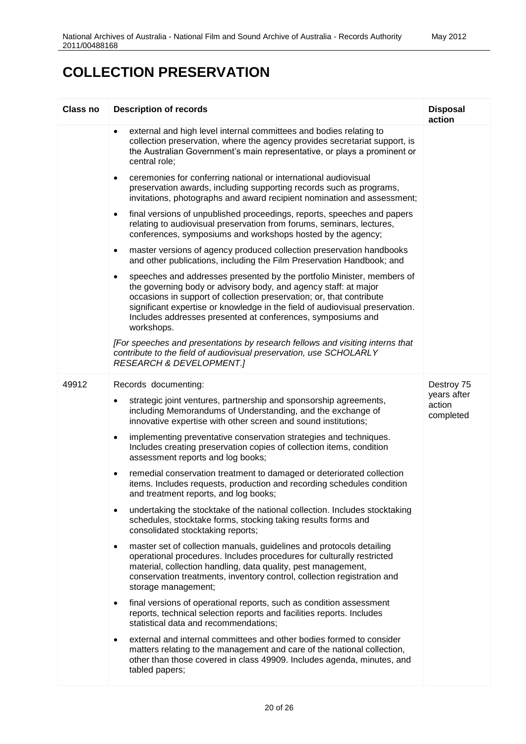# COLLECTION PRESERVATION

| Class no | Description of records | Disposal action |
|---|---|---|
| | • external and high level internal committees and bodies relating to collection preservation, where the agency provides secretariat support, is the Australian Government's main representative, or plays a prominent or central role;<br><br>• ceremonies for conferring national or international audiovisual preservation awards, including supporting records such as programs, invitations, photographs and award recipient nomination and assessment;<br><br>• final versions of unpublished proceedings, reports, speeches and papers relating to audiovisual preservation from forums, seminars, lectures, conferences, symposiums and workshops hosted by the agency;<br><br>• master versions of agency produced collection preservation handbooks and other publications, including the Film Preservation Handbook; and<br><br>• speeches and addresses presented by the portfolio Minister, members of the governing body or advisory body, and agency staff: at major occasions in support of collection preservation; or, that contribute significant expertise or knowledge in the field of audiovisual preservation. Includes addresses presented at conferences, symposiums and workshops.<br><br>*[For speeches and presentations by research fellows and visiting interns that contribute to the field of audiovisual preservation, use SCHOLARLY RESEARCH & DEVELOPMENT.]* | |
| 49912 | Records documenting:<br><br>• strategic joint ventures, partnership and sponsorship agreements, including Memorandums of Understanding, and the exchange of innovative expertise with other screen and sound institutions;<br><br>• implementing preventative conservation strategies and techniques. Includes creating preservation copies of collection items, condition assessment reports and log books;<br><br>• remedial conservation treatment to damaged or deteriorated collection items. Includes requests, production and recording schedules condition and treatment reports, and log books;<br><br>• undertaking the stocktake of the national collection. Includes stocktaking schedules, stocktake forms, stocking taking results forms and consolidated stocktaking reports;<br><br>• master set of collection manuals, guidelines and protocols detailing operational procedures. Includes procedures for culturally restricted material, collection handling, data quality, pest management, conservation treatments, inventory control, collection registration and storage management;<br><br>• final versions of operational reports, such as condition assessment reports, technical selection reports and facilities reports. Includes statistical data and recommendations;<br><br>• external and internal committees and other bodies formed to consider matters relating to the management and care of the national collection, other than those covered in class 49909. Includes agenda, minutes, and tabled papers; | Destroy 75 years after action completed |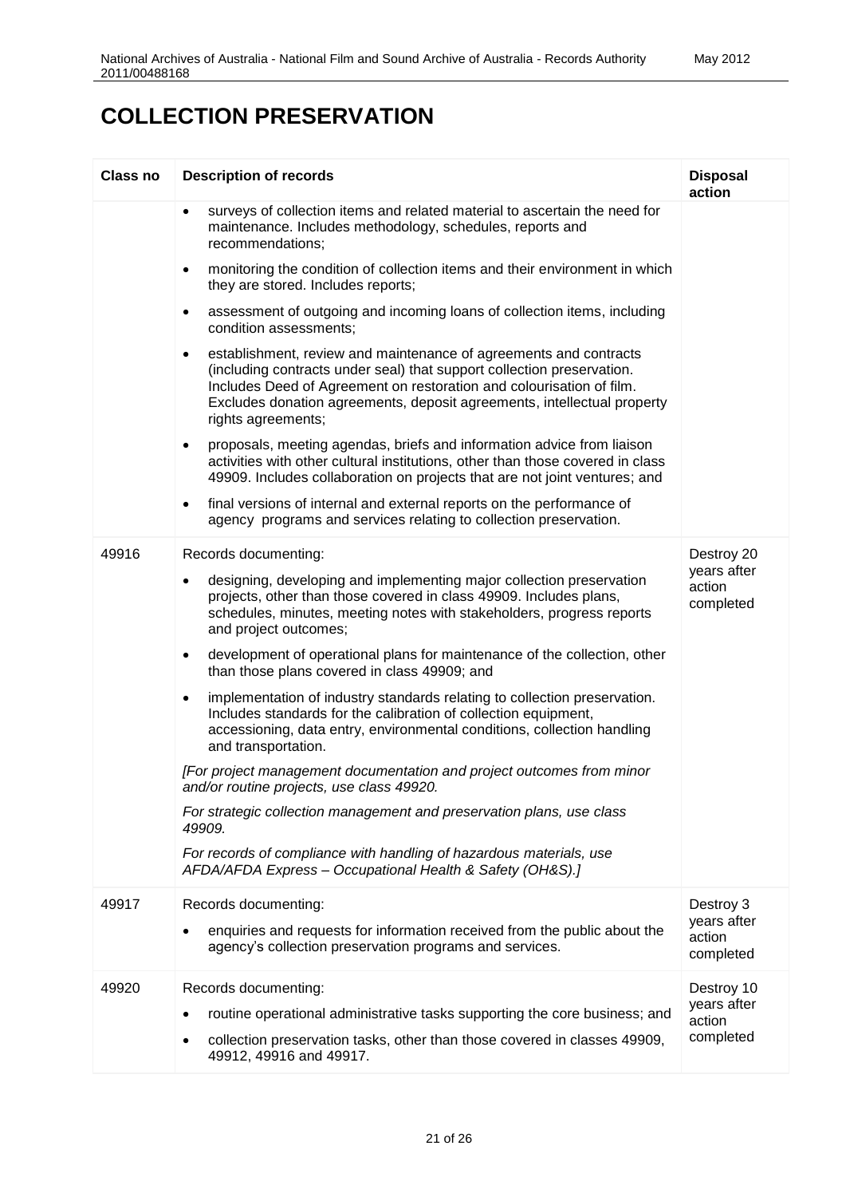# COLLECTION PRESERVATION

| Class no | Description of records | Disposal action |
|---|---|---|
| | • surveys of collection items and related material to ascertain the need for maintenance. Includes methodology, schedules, reports and recommendations;<br>• monitoring the condition of collection items and their environment in which they are stored. Includes reports;<br>• assessment of outgoing and incoming loans of collection items, including condition assessments;<br>• establishment, review and maintenance of agreements and contracts (including contracts under seal) that support collection preservation. Includes Deed of Agreement on restoration and colourisation of film. Excludes donation agreements, deposit agreements, intellectual property rights agreements;<br>• proposals, meeting agendas, briefs and information advice from liaison activities with other cultural institutions, other than those covered in class 49909. Includes collaboration on projects that are not joint ventures; and<br>• final versions of internal and external reports on the performance of agency programs and services relating to collection preservation. | |
| 49916 | Records documenting:<br>• designing, developing and implementing major collection preservation projects, other than those covered in class 49909. Includes plans, schedules, minutes, meeting notes with stakeholders, progress reports and project outcomes;<br>• development of operational plans for maintenance of the collection, other than those plans covered in class 49909; and<br>• implementation of industry standards relating to collection preservation. Includes standards for the calibration of collection equipment, accessioning, data entry, environmental conditions, collection handling and transportation.<br>*[For project management documentation and project outcomes from minor and/or routine projects, use class 49920.*<br>*For strategic collection management and preservation plans, use class 49909.*<br>*For records of compliance with handling of hazardous materials, use AFDA/AFDA Express – Occupational Health & Safety (OH&S).]* | Destroy 20 years after action completed |
| 49917 | Records documenting:<br>• enquiries and requests for information received from the public about the agency's collection preservation programs and services. | Destroy 3 years after action completed |
| 49920 | Records documenting:<br>• routine operational administrative tasks supporting the core business; and<br>• collection preservation tasks, other than those covered in classes 49909, 49912, 49916 and 49917. | Destroy 10 years after action completed |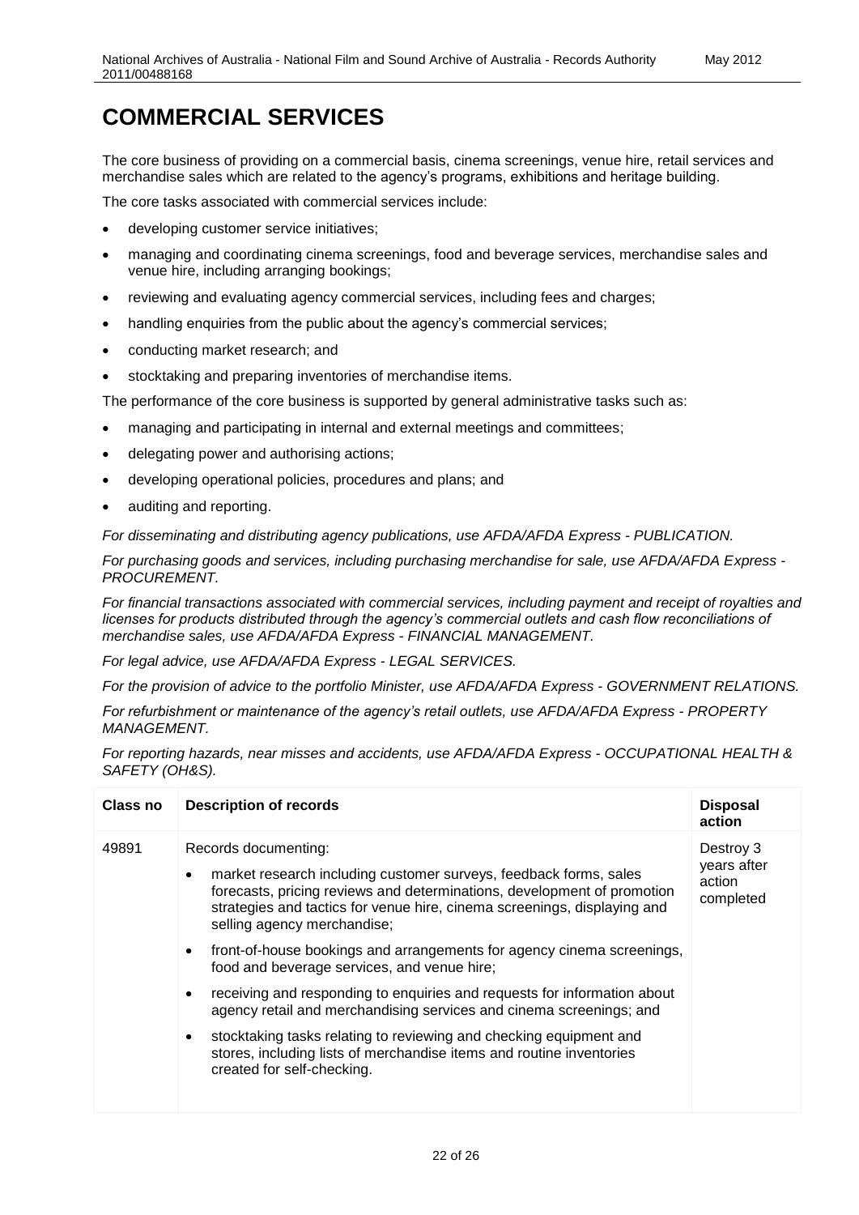# COMMERCIAL SERVICES

The core business of providing on a commercial basis, cinema screenings, venue hire, retail services and merchandise sales which are related to the agency's programs, exhibitions and heritage building.

The core tasks associated with commercial services include:

- developing customer service initiatives;
- managing and coordinating cinema screenings, food and beverage services, merchandise sales and venue hire, including arranging bookings;
- reviewing and evaluating agency commercial services, including fees and charges;
- handling enquiries from the public about the agency's commercial services;
- conducting market research; and
- stocktaking and preparing inventories of merchandise items.

The performance of the core business is supported by general administrative tasks such as:

- managing and participating in internal and external meetings and committees;
- delegating power and authorising actions;
- developing operational policies, procedures and plans; and
- auditing and reporting.

*For disseminating and distributing agency publications, use AFDA/AFDA Express - PUBLICATION.*

*For purchasing goods and services, including purchasing merchandise for sale, use AFDA/AFDA Express - PROCUREMENT.*

*For financial transactions associated with commercial services, including payment and receipt of royalties and licenses for products distributed through the agency's commercial outlets and cash flow reconciliations of merchandise sales, use AFDA/AFDA Express - FINANCIAL MANAGEMENT.*

*For legal advice, use AFDA/AFDA Express - LEGAL SERVICES.*

*For the provision of advice to the portfolio Minister, use AFDA/AFDA Express - GOVERNMENT RELATIONS.*

*For refurbishment or maintenance of the agency's retail outlets, use AFDA/AFDA Express - PROPERTY MANAGEMENT.*

*For reporting hazards, near misses and accidents, use AFDA/AFDA Express - OCCUPATIONAL HEALTH & SAFETY (OH&S).*

| Class no | Description of records | Disposal action |
|---|---|---|
| 49891 | Records documenting:<br>• market research including customer surveys, feedback forms, sales forecasts, pricing reviews and determinations, development of promotion strategies and tactics for venue hire, cinema screenings, displaying and selling agency merchandise;<br>• front-of-house bookings and arrangements for agency cinema screenings, food and beverage services, and venue hire;<br>• receiving and responding to enquiries and requests for information about agency retail and merchandising services and cinema screenings; and<br>• stocktaking tasks relating to reviewing and checking equipment and stores, including lists of merchandise items and routine inventories created for self-checking. | Destroy 3 years after action completed |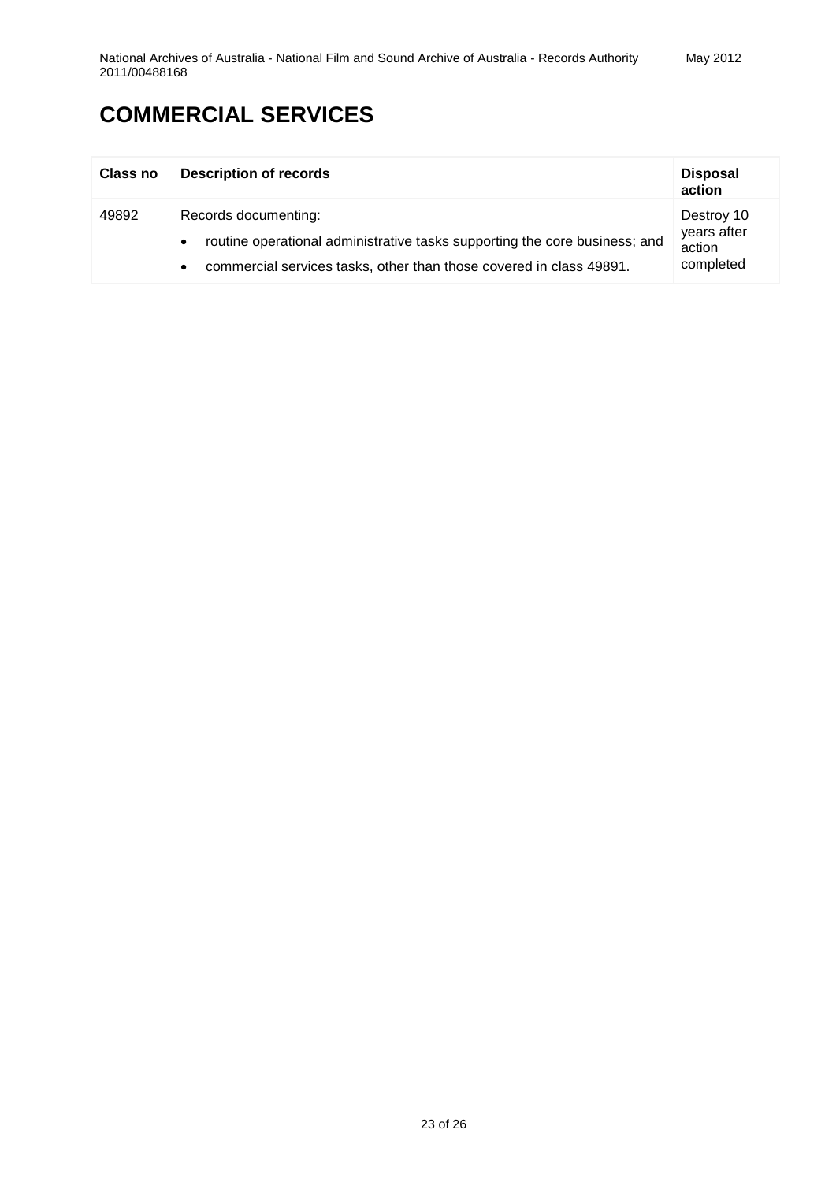# COMMERCIAL SERVICES

| Class no | Description of records | Disposal action |
| --- | --- | --- |
| 49892 | Records documenting:<br>• routine operational administrative tasks supporting the core business; and<br>• commercial services tasks, other than those covered in class 49891. | Destroy 10 years after action completed |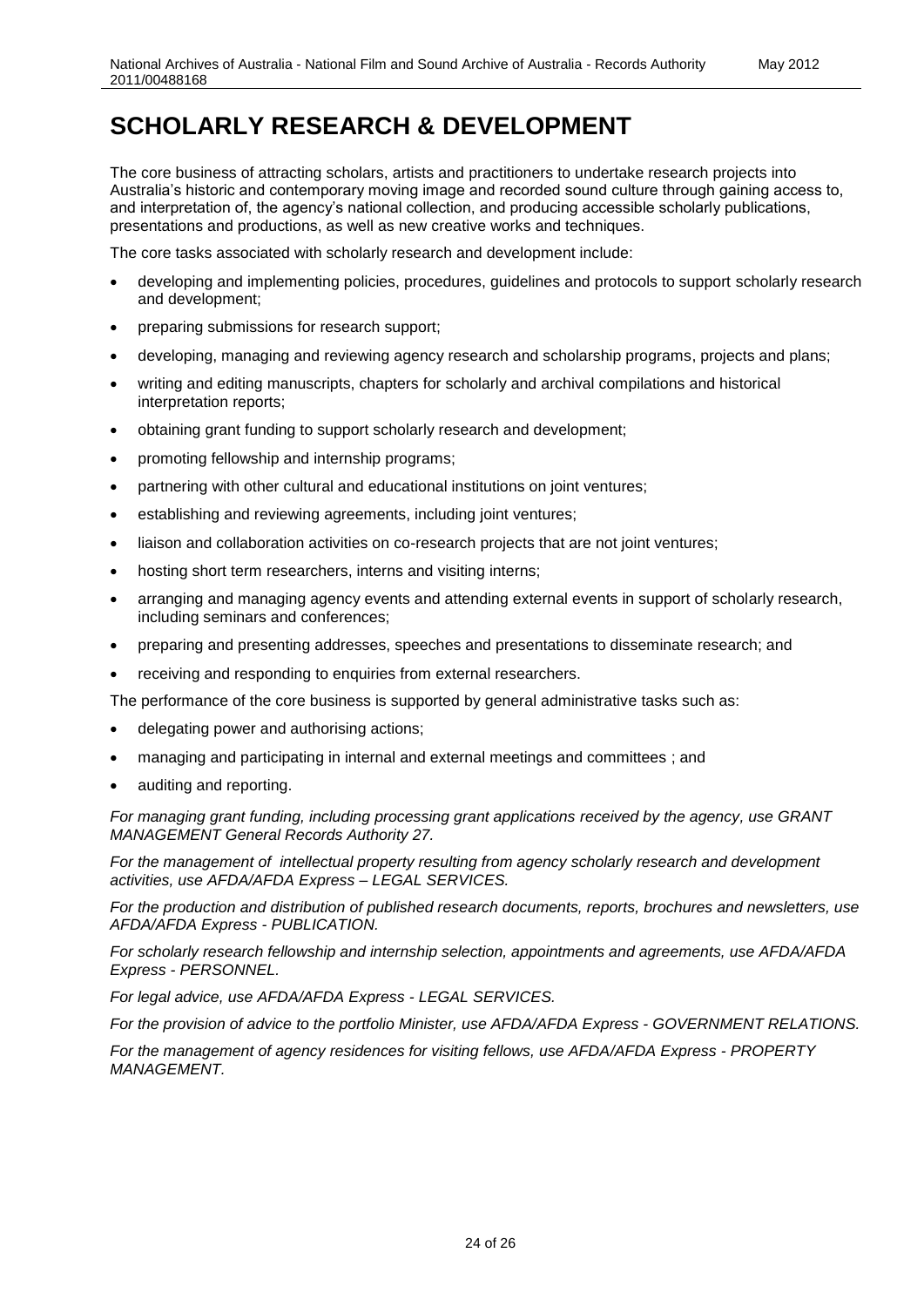# SCHOLARLY RESEARCH & DEVELOPMENT

The core business of attracting scholars, artists and practitioners to undertake research projects into Australia's historic and contemporary moving image and recorded sound culture through gaining access to, and interpretation of, the agency's national collection, and producing accessible scholarly publications, presentations and productions, as well as new creative works and techniques.

The core tasks associated with scholarly research and development include:

- developing and implementing policies, procedures, guidelines and protocols to support scholarly research and development;
- preparing submissions for research support;
- developing, managing and reviewing agency research and scholarship programs, projects and plans;
- writing and editing manuscripts, chapters for scholarly and archival compilations and historical interpretation reports;
- obtaining grant funding to support scholarly research and development;
- promoting fellowship and internship programs;
- partnering with other cultural and educational institutions on joint ventures;
- establishing and reviewing agreements, including joint ventures;
- liaison and collaboration activities on co-research projects that are not joint ventures;
- hosting short term researchers, interns and visiting interns;
- arranging and managing agency events and attending external events in support of scholarly research, including seminars and conferences;
- preparing and presenting addresses, speeches and presentations to disseminate research; and
- receiving and responding to enquiries from external researchers.

The performance of the core business is supported by general administrative tasks such as:

- delegating power and authorising actions;
- managing and participating in internal and external meetings and committees ; and
- auditing and reporting.

*For managing grant funding, including processing grant applications received by the agency, use GRANT MANAGEMENT General Records Authority 27.*

*For the management of intellectual property resulting from agency scholarly research and development activities, use AFDA/AFDA Express – LEGAL SERVICES.*

*For the production and distribution of published research documents, reports, brochures and newsletters, use AFDA/AFDA Express - PUBLICATION.*

*For scholarly research fellowship and internship selection, appointments and agreements, use AFDA/AFDA Express - PERSONNEL.*

*For legal advice, use AFDA/AFDA Express - LEGAL SERVICES.*

*For the provision of advice to the portfolio Minister, use AFDA/AFDA Express - GOVERNMENT RELATIONS.*

*For the management of agency residences for visiting fellows, use AFDA/AFDA Express - PROPERTY MANAGEMENT.*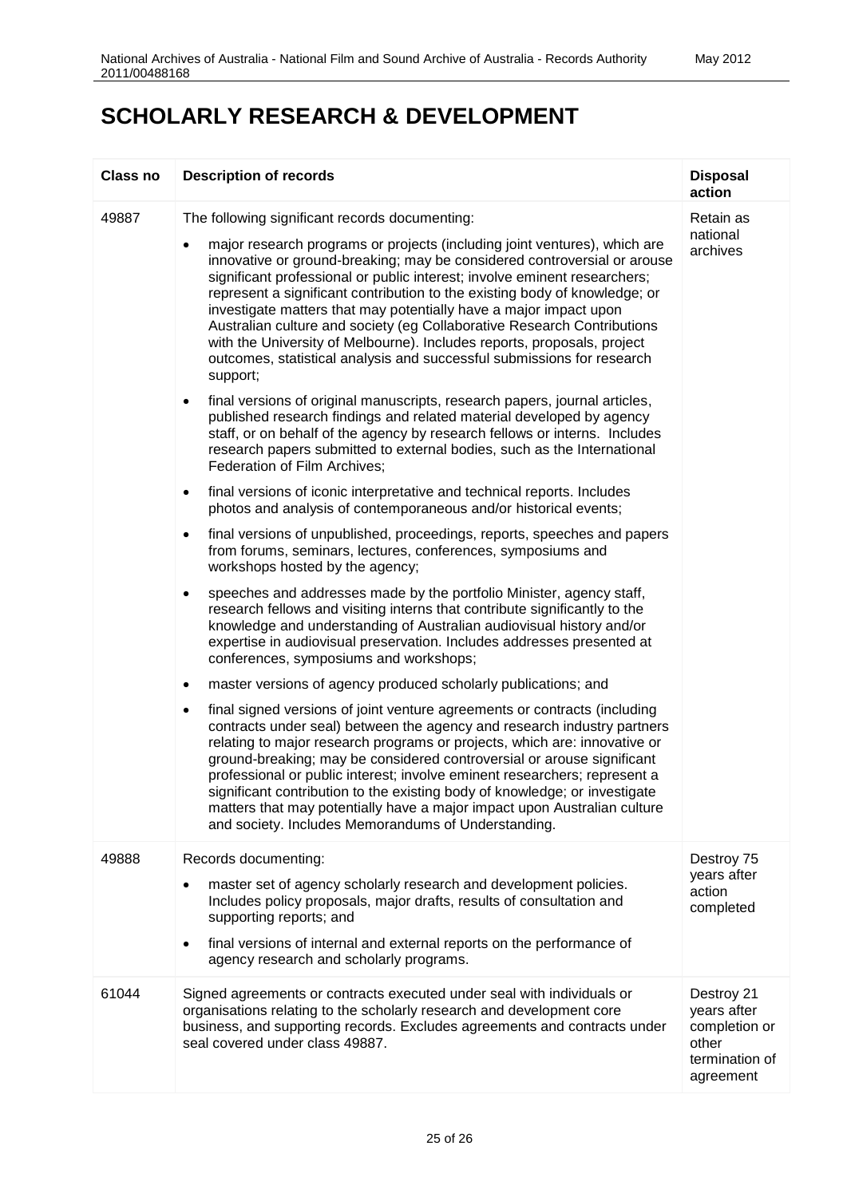# SCHOLARLY RESEARCH & DEVELOPMENT

| Class no | Description of records | Disposal action |
|---|---|---|
| 49887 | The following significant records documenting:<br>• major research programs or projects (including joint ventures), which are innovative or ground-breaking; may be considered controversial or arouse significant professional or public interest; involve eminent researchers; represent a significant contribution to the existing body of knowledge; or investigate matters that may potentially have a major impact upon Australian culture and society (eg Collaborative Research Contributions with the University of Melbourne). Includes reports, proposals, project outcomes, statistical analysis and successful submissions for research support;<br>• final versions of original manuscripts, research papers, journal articles, published research findings and related material developed by agency staff, or on behalf of the agency by research fellows or interns. Includes research papers submitted to external bodies, such as the International Federation of Film Archives;<br>• final versions of iconic interpretative and technical reports. Includes photos and analysis of contemporaneous and/or historical events;<br>• final versions of unpublished, proceedings, reports, speeches and papers from forums, seminars, lectures, conferences, symposiums and workshops hosted by the agency;<br>• speeches and addresses made by the portfolio Minister, agency staff, research fellows and visiting interns that contribute significantly to the knowledge and understanding of Australian audiovisual history and/or expertise in audiovisual preservation. Includes addresses presented at conferences, symposiums and workshops;<br>• master versions of agency produced scholarly publications; and<br>• final signed versions of joint venture agreements or contracts (including contracts under seal) between the agency and research industry partners relating to major research programs or projects, which are: innovative or ground-breaking; may be considered controversial or arouse significant professional or public interest; involve eminent researchers; represent a significant contribution to the existing body of knowledge; or investigate matters that may potentially have a major impact upon Australian culture and society. Includes Memorandums of Understanding. | Retain as national archives |
| 49888 | Records documenting:<br>• master set of agency scholarly research and development policies. Includes policy proposals, major drafts, results of consultation and supporting reports; and<br>• final versions of internal and external reports on the performance of agency research and scholarly programs. | Destroy 75 years after action completed |
| 61044 | Signed agreements or contracts executed under seal with individuals or organisations relating to the scholarly research and development core business, and supporting records. Excludes agreements and contracts under seal covered under class 49887. | Destroy 21 years after completion or other termination of agreement |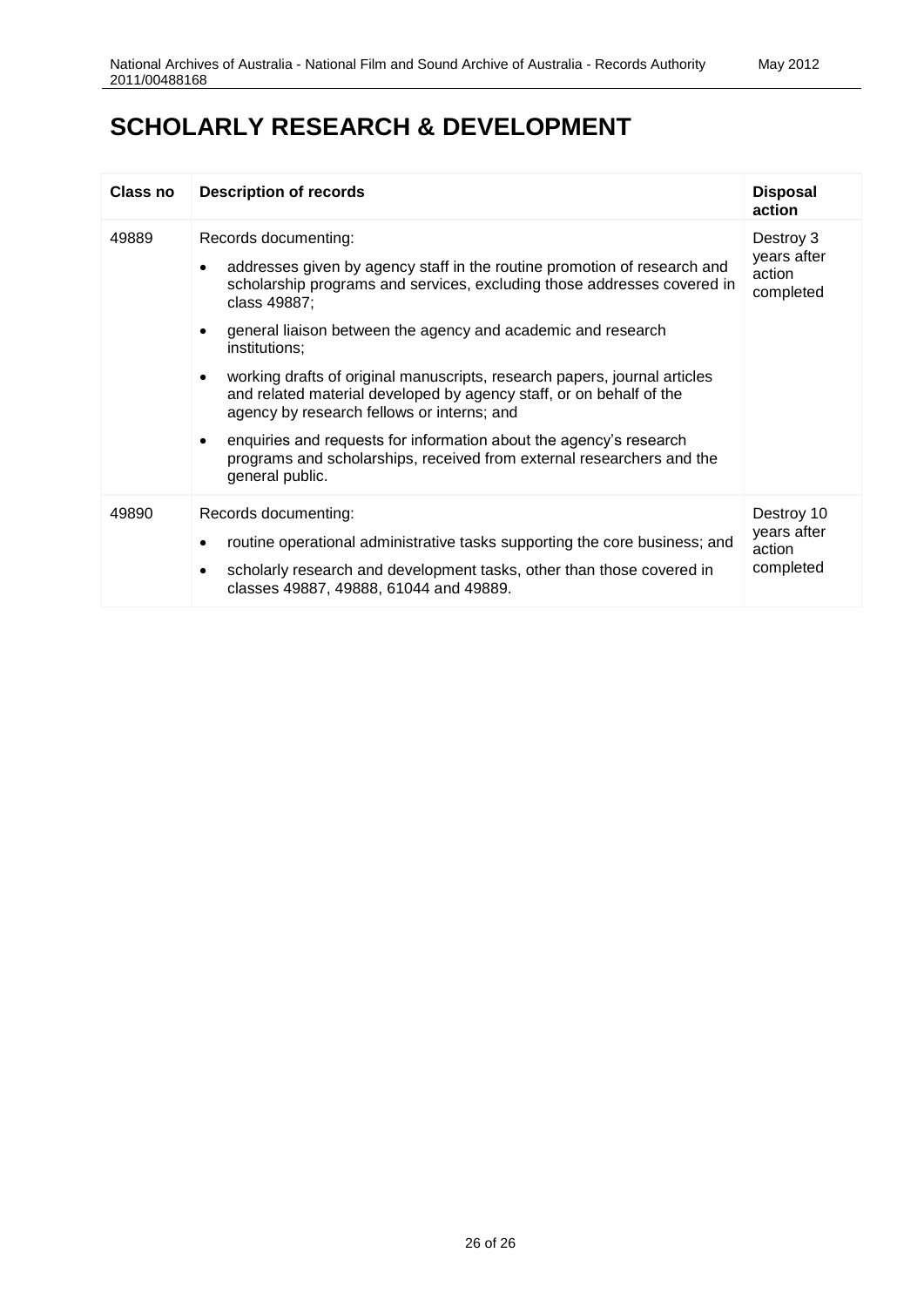# SCHOLARLY RESEARCH & DEVELOPMENT

| Class no | Description of records | Disposal action |
| --- | --- | --- |
| 49889 | Records documenting:<br>• addresses given by agency staff in the routine promotion of research and scholarship programs and services, excluding those addresses covered in class 49887;<br>• general liaison between the agency and academic and research institutions;<br>• working drafts of original manuscripts, research papers, journal articles and related material developed by agency staff, or on behalf of the agency by research fellows or interns; and<br>• enquiries and requests for information about the agency's research programs and scholarships, received from external researchers and the general public. | Destroy 3 years after action completed |
| 49890 | Records documenting:<br>• routine operational administrative tasks supporting the core business; and<br>• scholarly research and development tasks, other than those covered in classes 49887, 49888, 61044 and 49889. | Destroy 10 years after action completed |